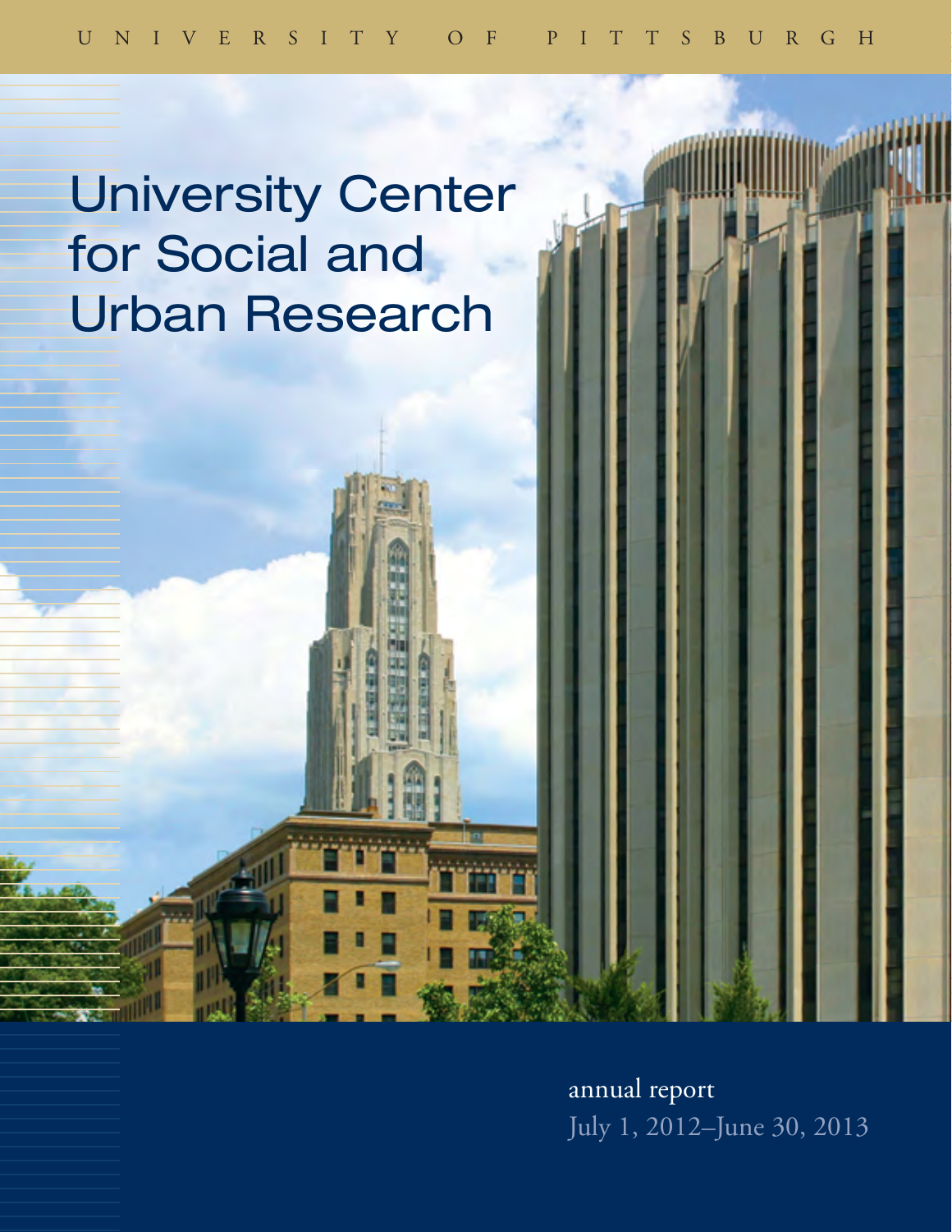UNIVERSITY OF PITTSBURGH

# University Center for Social and Urban Research

annual report

July 1, 2012–June 30, 2013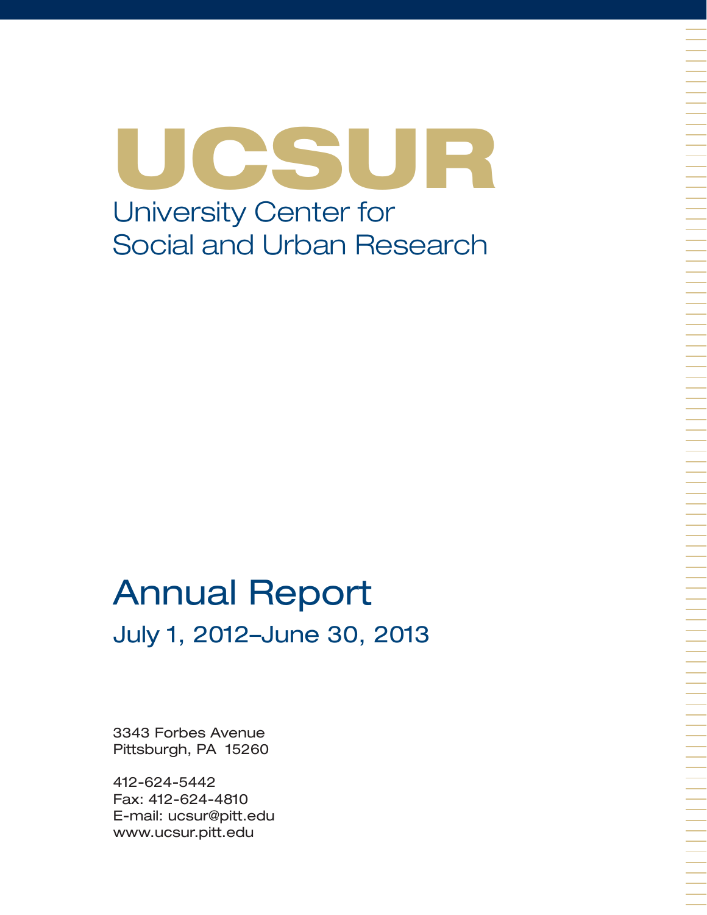# UCSUR

## University Center for Social and Urban Research

# Annual Report

## July 1, 2012–June 30, 2013

3343 Forbes Avenue
Pittsburgh, PA 15260

412-624-5442
Fax: 412-624-4810
E-mail: ucsur@pitt.edu
www.ucsur.pitt.edu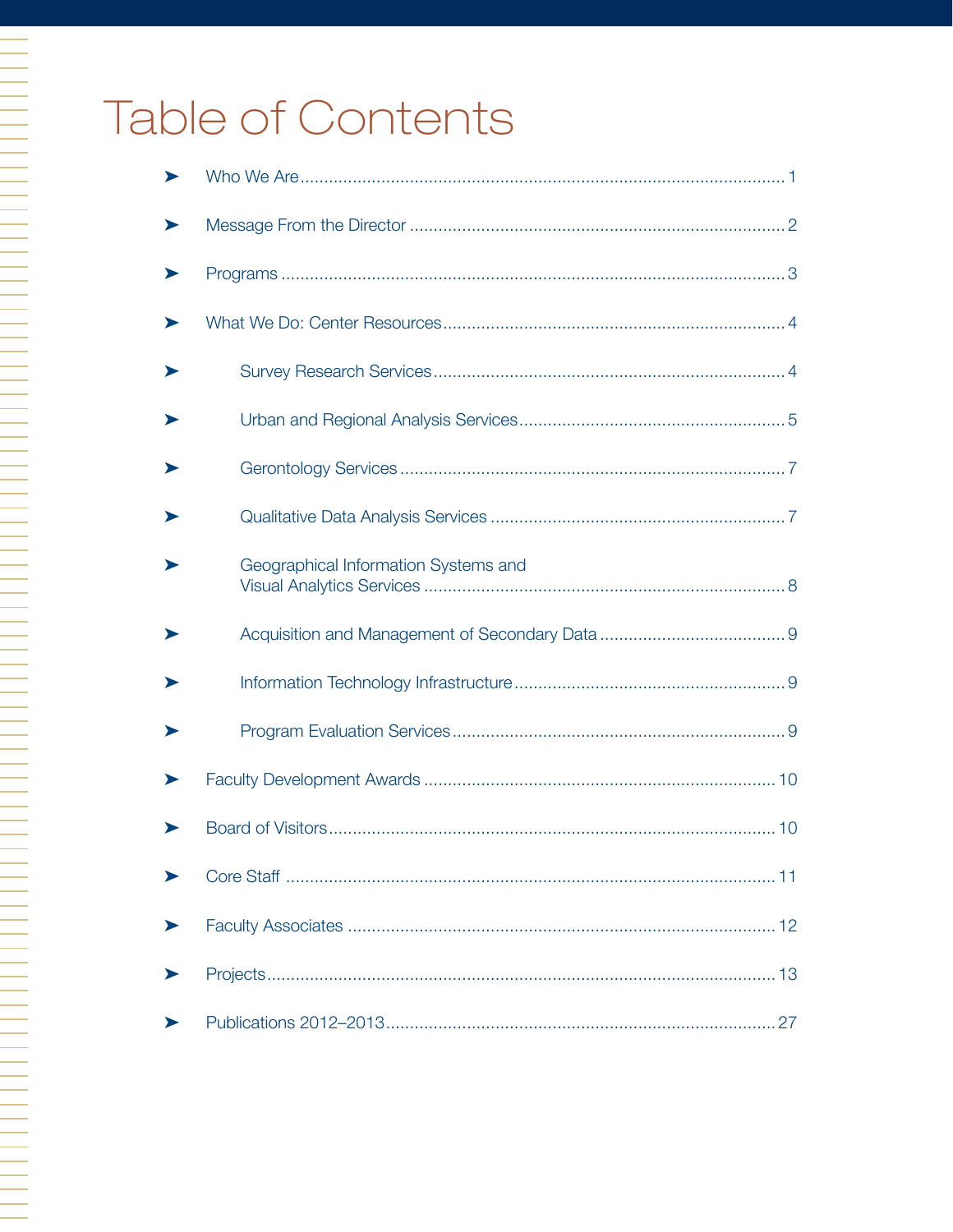# Table of Contents

- Who We Are ... 1
- Message From the Director ... 2
- Programs ... 3
- What We Do: Center Resources ... 4
  - Survey Research Services ... 4
  - Urban and Regional Analysis Services ... 5
  - Gerontology Services ... 7
  - Qualitative Data Analysis Services ... 7
  - Geographical Information Systems and Visual Analytics Services ... 8
  - Acquisition and Management of Secondary Data ... 9
  - Information Technology Infrastructure ... 9
  - Program Evaluation Services ... 9
- Faculty Development Awards ... 10
- Board of Visitors ... 10
- Core Staff ... 11
- Faculty Associates ... 12
- Projects ... 13
- Publications 2012–2013 ... 27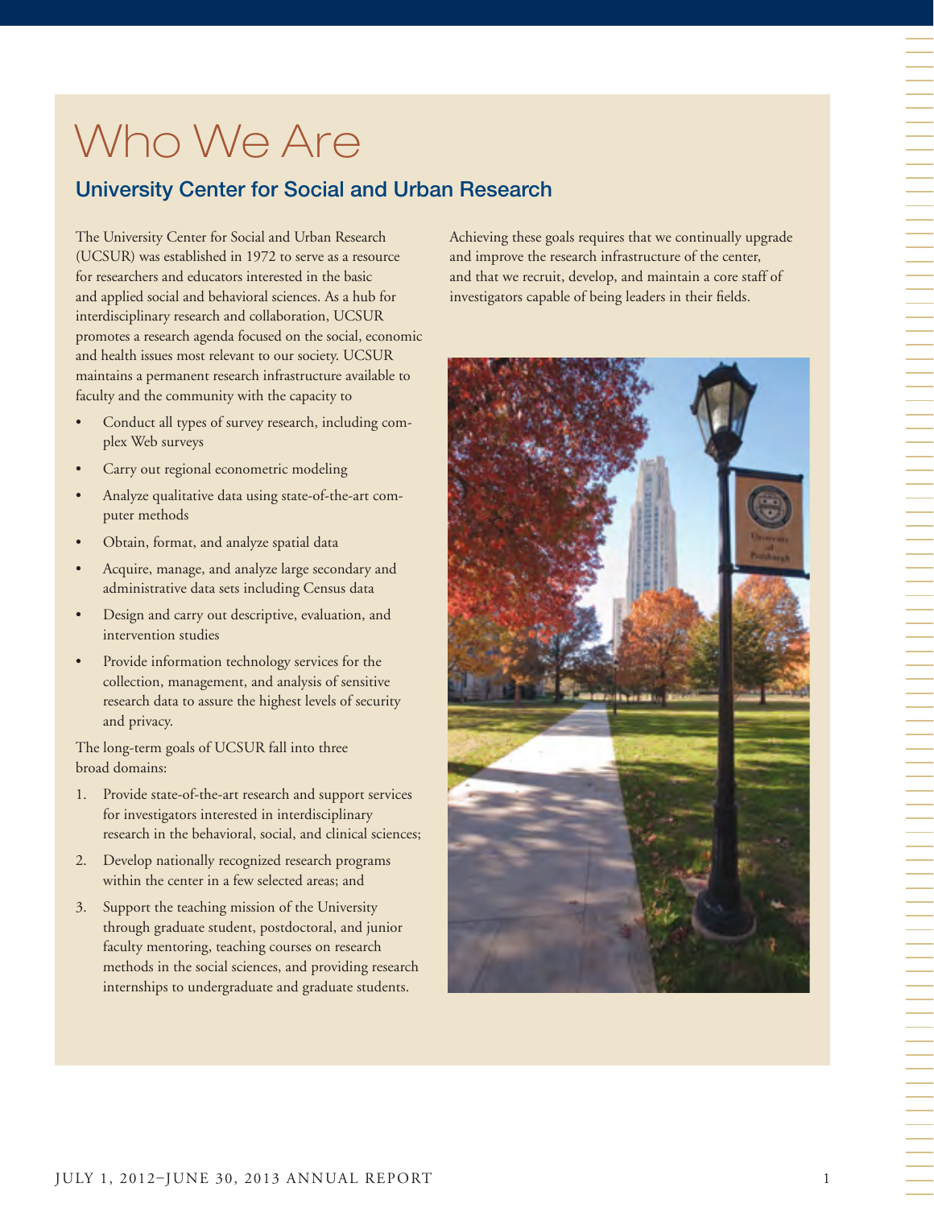# Who We Are

## University Center for Social and Urban Research

The University Center for Social and Urban Research (UCSUR) was established in 1972 to serve as a resource for researchers and educators interested in the basic and applied social and behavioral sciences. As a hub for interdisciplinary research and collaboration, UCSUR promotes a research agenda focused on the social, economic and health issues most relevant to our society. UCSUR maintains a permanent research infrastructure available to faculty and the community with the capacity to

- Conduct all types of survey research, including complex Web surveys
- Carry out regional econometric modeling
- Analyze qualitative data using state-of-the-art computer methods
- Obtain, format, and analyze spatial data
- Acquire, manage, and analyze large secondary and administrative data sets including Census data
- Design and carry out descriptive, evaluation, and intervention studies
- Provide information technology services for the collection, management, and analysis of sensitive research data to assure the highest levels of security and privacy.

The long-term goals of UCSUR fall into three broad domains:

1. Provide state-of-the-art research and support services for investigators interested in interdisciplinary research in the behavioral, social, and clinical sciences;
2. Develop nationally recognized research programs within the center in a few selected areas; and
3. Support the teaching mission of the University through graduate student, postdoctoral, and junior faculty mentoring, teaching courses on research methods in the social sciences, and providing research internships to undergraduate and graduate students.

Achieving these goals requires that we continually upgrade and improve the research infrastructure of the center, and that we recruit, develop, and maintain a core staff of investigators capable of being leaders in their fields.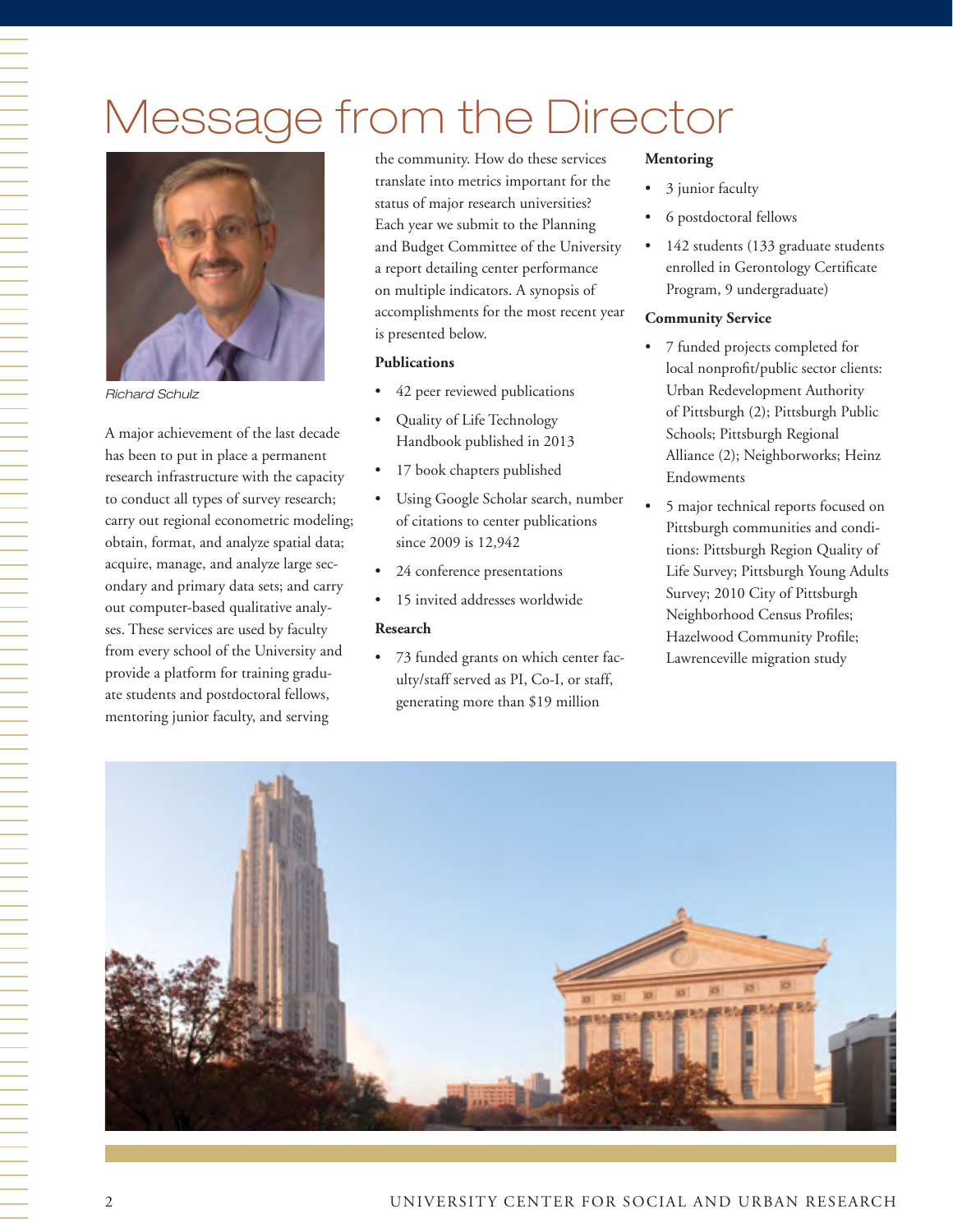# Message from the Director

*Richard Schulz*

A major achievement of the last decade has been to put in place a permanent research infrastructure with the capacity to conduct all types of survey research; carry out regional econometric modeling; obtain, format, and analyze spatial data; acquire, manage, and analyze large secondary and primary data sets; and carry out computer-based qualitative analyses. These services are used by faculty from every school of the University and provide a platform for training graduate students and postdoctoral fellows, mentoring junior faculty, and serving the community. How do these services translate into metrics important for the status of major research universities? Each year we submit to the Planning and Budget Committee of the University a report detailing center performance on multiple indicators. A synopsis of accomplishments for the most recent year is presented below.

**Publications**

- 42 peer reviewed publications
- Quality of Life Technology Handbook published in 2013
- 17 book chapters published
- Using Google Scholar search, number of citations to center publications since 2009 is 12,942
- 24 conference presentations
- 15 invited addresses worldwide

**Research**

- 73 funded grants on which center faculty/staff served as PI, Co-I, or staff, generating more than $19 million

**Mentoring**

- 3 junior faculty
- 6 postdoctoral fellows
- 142 students (133 graduate students enrolled in Gerontology Certificate Program, 9 undergraduate)

**Community Service**

- 7 funded projects completed for local nonprofit/public sector clients: Urban Redevelopment Authority of Pittsburgh (2); Pittsburgh Public Schools; Pittsburgh Regional Alliance (2); Neighborworks; Heinz Endowments
- 5 major technical reports focused on Pittsburgh communities and conditions: Pittsburgh Region Quality of Life Survey; Pittsburgh Young Adults Survey; 2010 City of Pittsburgh Neighborhood Census Profiles; Hazelwood Community Profile; Lawrenceville migration study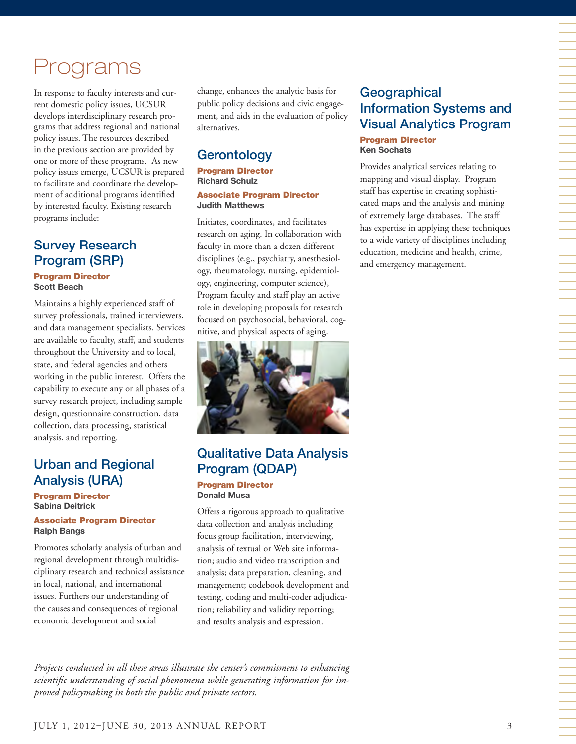# Programs

In response to faculty interests and current domestic policy issues, UCSUR develops interdisciplinary research programs that address regional and national policy issues. The resources described in the previous section are provided by one or more of these programs. As new policy issues emerge, UCSUR is prepared to facilitate and coordinate the development of additional programs identified by interested faculty. Existing research programs include:

## Survey Research Program (SRP)

**Program Director**
**Scott Beach**

Maintains a highly experienced staff of survey professionals, trained interviewers, and data management specialists. Services are available to faculty, staff, and students throughout the University and to local, state, and federal agencies and others working in the public interest. Offers the capability to execute any or all phases of a survey research project, including sample design, questionnaire construction, data collection, data processing, statistical analysis, and reporting.

## Urban and Regional Analysis (URA)

**Program Director**
**Sabina Deitrick**

**Associate Program Director**
**Ralph Bangs**

Promotes scholarly analysis of urban and regional development through multidisciplinary research and technical assistance in local, national, and international issues. Furthers our understanding of the causes and consequences of regional economic development and social change, enhances the analytic basis for public policy decisions and civic engagement, and aids in the evaluation of policy alternatives.

## Gerontology

**Program Director**
**Richard Schulz**

**Associate Program Director**
**Judith Matthews**

Initiates, coordinates, and facilitates research on aging. In collaboration with faculty in more than a dozen different disciplines (e.g., psychiatry, anesthesiology, rheumatology, nursing, epidemiology, engineering, computer science), Program faculty and staff play an active role in developing proposals for research focused on psychosocial, behavioral, cognitive, and physical aspects of aging.

## Qualitative Data Analysis Program (QDAP)

**Program Director**
**Donald Musa**

Offers a rigorous approach to qualitative data collection and analysis including focus group facilitation, interviewing, analysis of textual or Web site information; audio and video transcription and analysis; data preparation, cleaning, and management; codebook development and testing, coding and multi-coder adjudication; reliability and validity reporting; and results analysis and expression.

## Geographical Information Systems and Visual Analytics Program

**Program Director**
**Ken Sochats**

Provides analytical services relating to mapping and visual display. Program staff has expertise in creating sophisticated maps and the analysis and mining of extremely large databases. The staff has expertise in applying these techniques to a wide variety of disciplines including education, medicine and health, crime, and emergency management.

---

*Projects conducted in all these areas illustrate the center's commitment to enhancing scientific understanding of social phenomena while generating information for improved policymaking in both the public and private sectors.*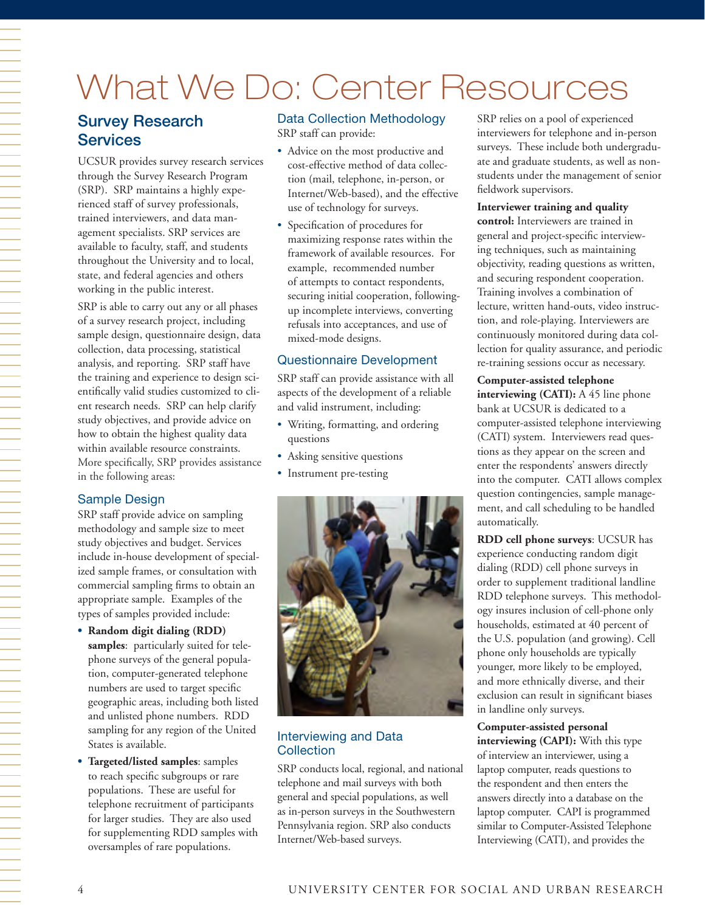# What We Do: Center Resources

## Survey Research Services

UCSUR provides survey research services through the Survey Research Program (SRP). SRP maintains a highly experienced staff of survey professionals, trained interviewers, and data management specialists. SRP services are available to faculty, staff, and students throughout the University and to local, state, and federal agencies and others working in the public interest.

SRP is able to carry out any or all phases of a survey research project, including sample design, questionnaire design, data collection, data processing, statistical analysis, and reporting. SRP staff have the training and experience to design scientifically valid studies customized to client research needs. SRP can help clarify study objectives, and provide advice on how to obtain the highest quality data within available resource constraints. More specifically, SRP provides assistance in the following areas:

### Sample Design

SRP staff provide advice on sampling methodology and sample size to meet study objectives and budget. Services include in-house development of specialized sample frames, or consultation with commercial sampling firms to obtain an appropriate sample. Examples of the types of samples provided include:

- **Random digit dialing (RDD) samples**: particularly suited for telephone surveys of the general population, computer-generated telephone numbers are used to target specific geographic areas, including both listed and unlisted phone numbers. RDD sampling for any region of the United States is available.
- **Targeted/listed samples**: samples to reach specific subgroups or rare populations. These are useful for telephone recruitment of participants for larger studies. They are also used for supplementing RDD samples with oversamples of rare populations.

### Data Collection Methodology

SRP staff can provide:

- Advice on the most productive and cost-effective method of data collection (mail, telephone, in-person, or Internet/Web-based), and the effective use of technology for surveys.
- Specification of procedures for maximizing response rates within the framework of available resources. For example, recommended number of attempts to contact respondents, securing initial cooperation, following-up incomplete interviews, converting refusals into acceptances, and use of mixed-mode designs.

### Questionnaire Development

SRP staff can provide assistance with all aspects of the development of a reliable and valid instrument, including:

- Writing, formatting, and ordering questions
- Asking sensitive questions
- Instrument pre-testing

### Interviewing and Data Collection

SRP conducts local, regional, and national telephone and mail surveys with both general and special populations, as well as in-person surveys in the Southwestern Pennsylvania region. SRP also conducts Internet/Web-based surveys.

SRP relies on a pool of experienced interviewers for telephone and in-person surveys. These include both undergraduate and graduate students, as well as non-students under the management of senior fieldwork supervisors.

**Interviewer training and quality control:** Interviewers are trained in general and project-specific interviewing techniques, such as maintaining objectivity, reading questions as written, and securing respondent cooperation. Training involves a combination of lecture, written hand-outs, video instruction, and role-playing. Interviewers are continuously monitored during data collection for quality assurance, and periodic re-training sessions occur as necessary.

**Computer-assisted telephone interviewing (CATI):** A 45 line phone bank at UCSUR is dedicated to a computer-assisted telephone interviewing (CATI) system. Interviewers read questions as they appear on the screen and enter the respondents' answers directly into the computer. CATI allows complex question contingencies, sample management, and call scheduling to be handled automatically.

**RDD cell phone surveys**: UCSUR has experience conducting random digit dialing (RDD) cell phone surveys in order to supplement traditional landline RDD telephone surveys. This methodology insures inclusion of cell-phone only households, estimated at 40 percent of the U.S. population (and growing). Cell phone only households are typically younger, more likely to be employed, and more ethnically diverse, and their exclusion can result in significant biases in landline only surveys.

**Computer-assisted personal interviewing (CAPI):** With this type of interview an interviewer, using a laptop computer, reads questions to the respondent and then enters the answers directly into a database on the laptop computer. CAPI is programmed similar to Computer-Assisted Telephone Interviewing (CATI), and provides the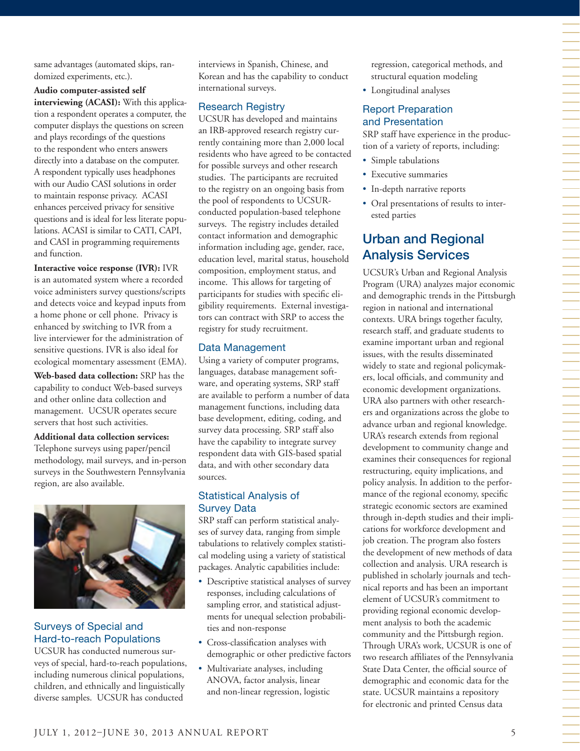same advantages (automated skips, randomized experiments, etc.).

**Audio computer-assisted self interviewing (ACASI):** With this application a respondent operates a computer, the computer displays the questions on screen and plays recordings of the questions to the respondent who enters answers directly into a database on the computer. A respondent typically uses headphones with our Audio CASI solutions in order to maintain response privacy. ACASI enhances perceived privacy for sensitive questions and is ideal for less literate populations. ACASI is similar to CATI, CAPI, and CASI in programming requirements and function.

**Interactive voice response (IVR):** IVR is an automated system where a recorded voice administers survey questions/scripts and detects voice and keypad inputs from a home phone or cell phone. Privacy is enhanced by switching to IVR from a live interviewer for the administration of sensitive questions. IVR is also ideal for ecological momentary assessment (EMA).

**Web-based data collection:** SRP has the capability to conduct Web-based surveys and other online data collection and management. UCSUR operates secure servers that host such activities.

**Additional data collection services:** Telephone surveys using paper/pencil methodology, mail surveys, and in-person surveys in the Southwestern Pennsylvania region, are also available.

### Surveys of Special and Hard-to-reach Populations

UCSUR has conducted numerous surveys of special, hard-to-reach populations, including numerous clinical populations, children, and ethnically and linguistically diverse samples. UCSUR has conducted interviews in Spanish, Chinese, and Korean and has the capability to conduct international surveys.

### Research Registry

UCSUR has developed and maintains an IRB-approved research registry currently containing more than 2,000 local residents who have agreed to be contacted for possible surveys and other research studies. The participants are recruited to the registry on an ongoing basis from the pool of respondents to UCSUR-conducted population-based telephone surveys. The registry includes detailed contact information and demographic information including age, gender, race, education level, marital status, household composition, employment status, and income. This allows for targeting of participants for studies with specific eligibility requirements. External investigators can contract with SRP to access the registry for study recruitment.

### Data Management

Using a variety of computer programs, languages, database management software, and operating systems, SRP staff are available to perform a number of data management functions, including data base development, editing, coding, and survey data processing. SRP staff also have the capability to integrate survey respondent data with GIS-based spatial data, and with other secondary data sources.

### Statistical Analysis of Survey Data

SRP staff can perform statistical analyses of survey data, ranging from simple tabulations to relatively complex statistical modeling using a variety of statistical packages. Analytic capabilities include:

- Descriptive statistical analyses of survey responses, including calculations of sampling error, and statistical adjustments for unequal selection probabilities and non-response
- Cross-classification analyses with demographic or other predictive factors
- Multivariate analyses, including ANOVA, factor analysis, linear and non-linear regression, logistic regression, categorical methods, and structural equation modeling
- Longitudinal analyses

### Report Preparation and Presentation

SRP staff have experience in the production of a variety of reports, including:

- Simple tabulations
- Executive summaries
- In-depth narrative reports
- Oral presentations of results to interested parties

## Urban and Regional Analysis Services

UCSUR's Urban and Regional Analysis Program (URA) analyzes major economic and demographic trends in the Pittsburgh region in national and international contexts. URA brings together faculty, research staff, and graduate students to examine important urban and regional issues, with the results disseminated widely to state and regional policymakers, local officials, and community and economic development organizations. URA also partners with other researchers and organizations across the globe to advance urban and regional knowledge. URA's research extends from regional development to community change and examines their consequences for regional restructuring, equity implications, and policy analysis. In addition to the performance of the regional economy, specific strategic economic sectors are examined through in-depth studies and their implications for workforce development and job creation. The program also fosters the development of new methods of data collection and analysis. URA research is published in scholarly journals and technical reports and has been an important element of UCSUR's commitment to providing regional economic development analysis to both the academic community and the Pittsburgh region. Through URA's work, UCSUR is one of two research affiliates of the Pennsylvania State Data Center, the official source of demographic and economic data for the state. UCSUR maintains a repository for electronic and printed Census data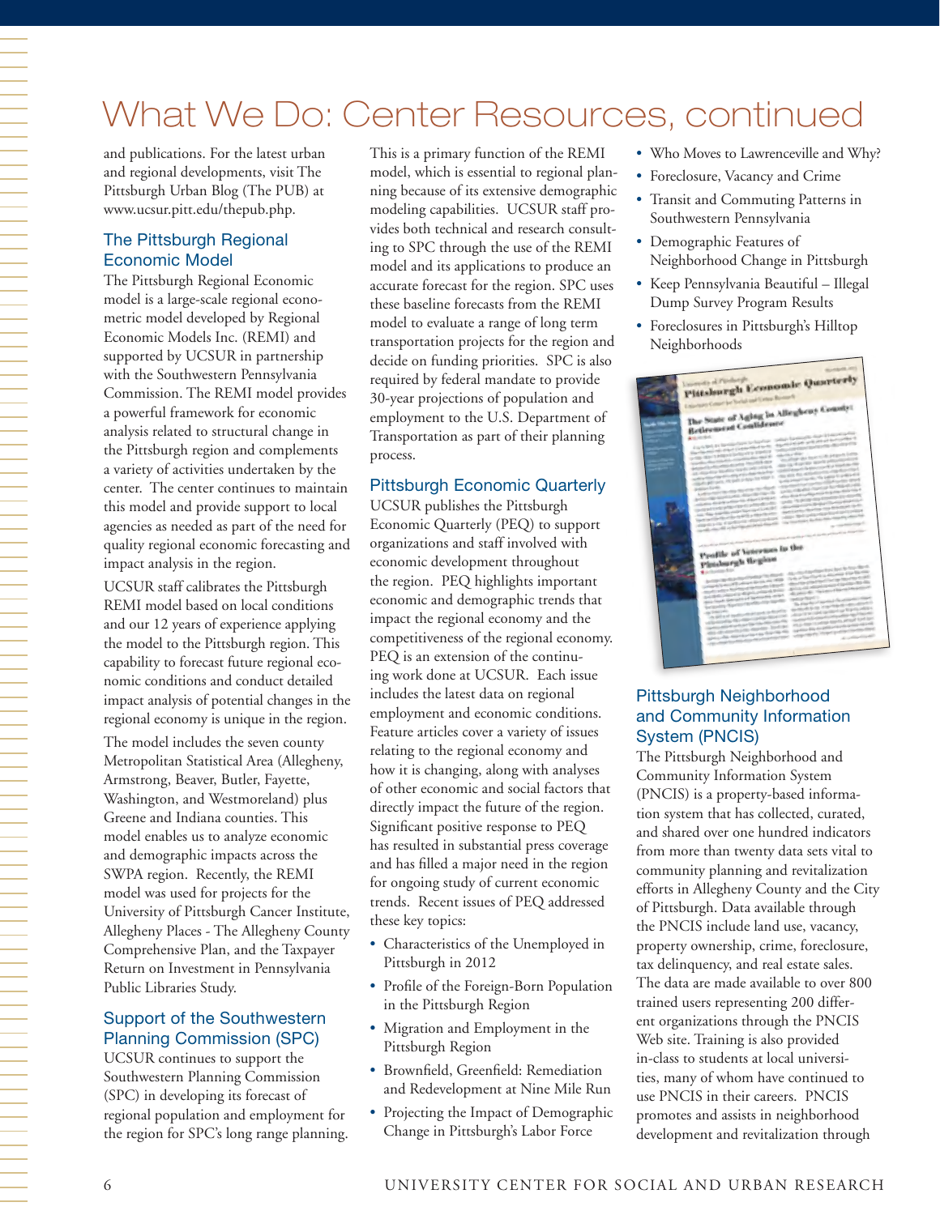# What We Do: Center Resources, continued

and publications. For the latest urban and regional developments, visit The Pittsburgh Urban Blog (The PUB) at www.ucsur.pitt.edu/thepub.php.

## The Pittsburgh Regional Economic Model

The Pittsburgh Regional Economic model is a large-scale regional econometric model developed by Regional Economic Models Inc. (REMI) and supported by UCSUR in partnership with the Southwestern Pennsylvania Commission. The REMI model provides a powerful framework for economic analysis related to structural change in the Pittsburgh region and complements a variety of activities undertaken by the center. The center continues to maintain this model and provide support to local agencies as needed as part of the need for quality regional economic forecasting and impact analysis in the region.

UCSUR staff calibrates the Pittsburgh REMI model based on local conditions and our 12 years of experience applying the model to the Pittsburgh region. This capability to forecast future regional economic conditions and conduct detailed impact analysis of potential changes in the regional economy is unique in the region.

The model includes the seven county Metropolitan Statistical Area (Allegheny, Armstrong, Beaver, Butler, Fayette, Washington, and Westmoreland) plus Greene and Indiana counties. This model enables us to analyze economic and demographic impacts across the SWPA region. Recently, the REMI model was used for projects for the University of Pittsburgh Cancer Institute, Allegheny Places - The Allegheny County Comprehensive Plan, and the Taxpayer Return on Investment in Pennsylvania Public Libraries Study.

## Support of the Southwestern Planning Commission (SPC)

UCSUR continues to support the Southwestern Planning Commission (SPC) in developing its forecast of regional population and employment for the region for SPC's long range planning. This is a primary function of the REMI model, which is essential to regional planning because of its extensive demographic modeling capabilities. UCSUR staff provides both technical and research consulting to SPC through the use of the REMI model and its applications to produce an accurate forecast for the region. SPC uses these baseline forecasts from the REMI model to evaluate a range of long term transportation projects for the region and decide on funding priorities. SPC is also required by federal mandate to provide 30-year projections of population and employment to the U.S. Department of Transportation as part of their planning process.

## Pittsburgh Economic Quarterly

UCSUR publishes the Pittsburgh Economic Quarterly (PEQ) to support organizations and staff involved with economic development throughout the region. PEQ highlights important economic and demographic trends that impact the regional economy and the competitiveness of the regional economy. PEQ is an extension of the continuing work done at UCSUR. Each issue includes the latest data on regional employment and economic conditions. Feature articles cover a variety of issues relating to the regional economy and how it is changing, along with analyses of other economic and social factors that directly impact the future of the region. Significant positive response to PEQ has resulted in substantial press coverage and has filled a major need in the region for ongoing study of current economic trends. Recent issues of PEQ addressed these key topics:

- Characteristics of the Unemployed in Pittsburgh in 2012
- Profile of the Foreign-Born Population in the Pittsburgh Region
- Migration and Employment in the Pittsburgh Region
- Brownfield, Greenfield: Remediation and Redevelopment at Nine Mile Run
- Projecting the Impact of Demographic Change in Pittsburgh's Labor Force
- Who Moves to Lawrenceville and Why?
- Foreclosure, Vacancy and Crime
- Transit and Commuting Patterns in Southwestern Pennsylvania
- Demographic Features of Neighborhood Change in Pittsburgh
- Keep Pennsylvania Beautiful – Illegal Dump Survey Program Results
- Foreclosures in Pittsburgh's Hilltop Neighborhoods

## Pittsburgh Neighborhood and Community Information System (PNCIS)

The Pittsburgh Neighborhood and Community Information System (PNCIS) is a property-based information system that has collected, curated, and shared over one hundred indicators from more than twenty data sets vital to community planning and revitalization efforts in Allegheny County and the City of Pittsburgh. Data available through the PNCIS include land use, vacancy, property ownership, crime, foreclosure, tax delinquency, and real estate sales. The data are made available to over 800 trained users representing 200 different organizations through the PNCIS Web site. Training is also provided in-class to students at local universities, many of whom have continued to use PNCIS in their careers. PNCIS promotes and assists in neighborhood development and revitalization through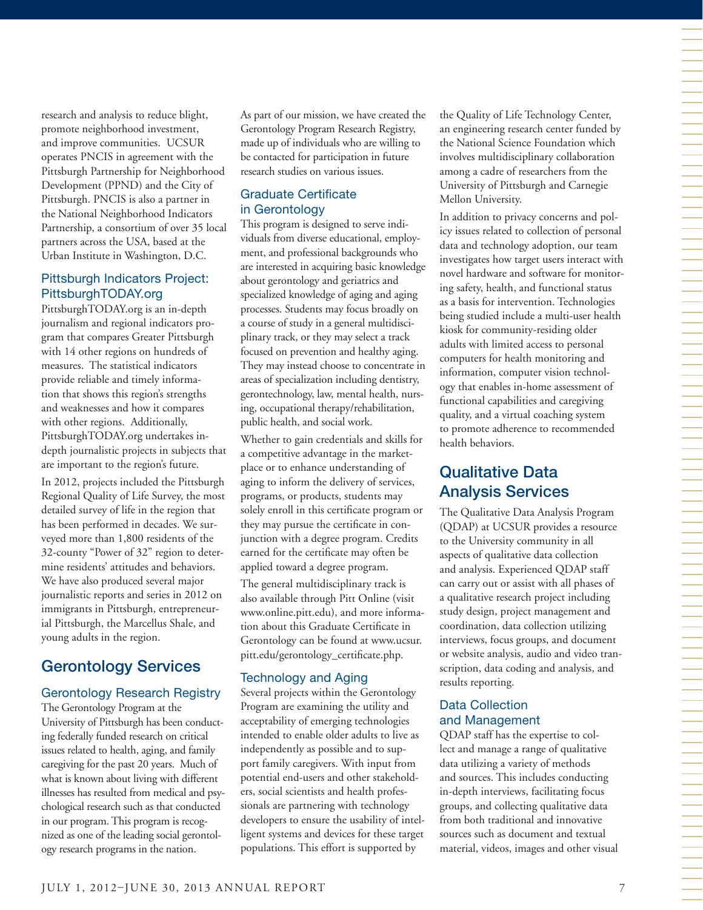research and analysis to reduce blight, promote neighborhood investment, and improve communities. UCSUR operates PNCIS in agreement with the Pittsburgh Partnership for Neighborhood Development (PPND) and the City of Pittsburgh. PNCIS is also a partner in the National Neighborhood Indicators Partnership, a consortium of over 35 local partners across the USA, based at the Urban Institute in Washington, D.C.

### Pittsburgh Indicators Project: PittsburghTODAY.org

PittsburghTODAY.org is an in-depth journalism and regional indicators program that compares Greater Pittsburgh with 14 other regions on hundreds of measures. The statistical indicators provide reliable and timely information that shows this region's strengths and weaknesses and how it compares with other regions. Additionally, PittsburghTODAY.org undertakes in-depth journalistic projects in subjects that are important to the region's future.

In 2012, projects included the Pittsburgh Regional Quality of Life Survey, the most detailed survey of life in the region that has been performed in decades. We surveyed more than 1,800 residents of the 32-county "Power of 32" region to determine residents' attitudes and behaviors. We have also produced several major journalistic reports and series in 2012 on immigrants in Pittsburgh, entrepreneurial Pittsburgh, the Marcellus Shale, and young adults in the region.

## Gerontology Services

### Gerontology Research Registry

The Gerontology Program at the University of Pittsburgh has been conducting federally funded research on critical issues related to health, aging, and family caregiving for the past 20 years. Much of what is known about living with different illnesses has resulted from medical and psychological research such as that conducted in our program. This program is recognized as one of the leading social gerontology research programs in the nation.

As part of our mission, we have created the Gerontology Program Research Registry, made up of individuals who are willing to be contacted for participation in future research studies on various issues.

### Graduate Certificate in Gerontology

This program is designed to serve individuals from diverse educational, employment, and professional backgrounds who are interested in acquiring basic knowledge about gerontology and geriatrics and specialized knowledge of aging and aging processes. Students may focus broadly on a course of study in a general multidisciplinary track, or they may select a track focused on prevention and healthy aging. They may instead choose to concentrate in areas of specialization including dentistry, gerontechnology, law, mental health, nursing, occupational therapy/rehabilitation, public health, and social work.

Whether to gain credentials and skills for a competitive advantage in the marketplace or to enhance understanding of aging to inform the delivery of services, programs, or products, students may solely enroll in this certificate program or they may pursue the certificate in conjunction with a degree program. Credits earned for the certificate may often be applied toward a degree program.

The general multidisciplinary track is also available through Pitt Online (visit www.online.pitt.edu), and more information about this Graduate Certificate in Gerontology can be found at www.ucsur.pitt.edu/gerontology_certificate.php.

### Technology and Aging

Several projects within the Gerontology Program are examining the utility and acceptability of emerging technologies intended to enable older adults to live as independently as possible and to support family caregivers. With input from potential end-users and other stakeholders, social scientists and health professionals are partnering with technology developers to ensure the usability of intelligent systems and devices for these target populations. This effort is supported by the Quality of Life Technology Center, an engineering research center funded by the National Science Foundation which involves multidisciplinary collaboration among a cadre of researchers from the University of Pittsburgh and Carnegie Mellon University.

In addition to privacy concerns and policy issues related to collection of personal data and technology adoption, our team investigates how target users interact with novel hardware and software for monitoring safety, health, and functional status as a basis for intervention. Technologies being studied include a multi-user health kiosk for community-residing older adults with limited access to personal computers for health monitoring and information, computer vision technology that enables in-home assessment of functional capabilities and caregiving quality, and a virtual coaching system to promote adherence to recommended health behaviors.

## Qualitative Data Analysis Services

The Qualitative Data Analysis Program (QDAP) at UCSUR provides a resource to the University community in all aspects of qualitative data collection and analysis. Experienced QDAP staff can carry out or assist with all phases of a qualitative research project including study design, project management and coordination, data collection utilizing interviews, focus groups, and document or website analysis, audio and video transcription, data coding and analysis, and results reporting.

### Data Collection and Management

QDAP staff has the expertise to collect and manage a range of qualitative data utilizing a variety of methods and sources. This includes conducting in-depth interviews, facilitating focus groups, and collecting qualitative data from both traditional and innovative sources such as document and textual material, videos, images and other visual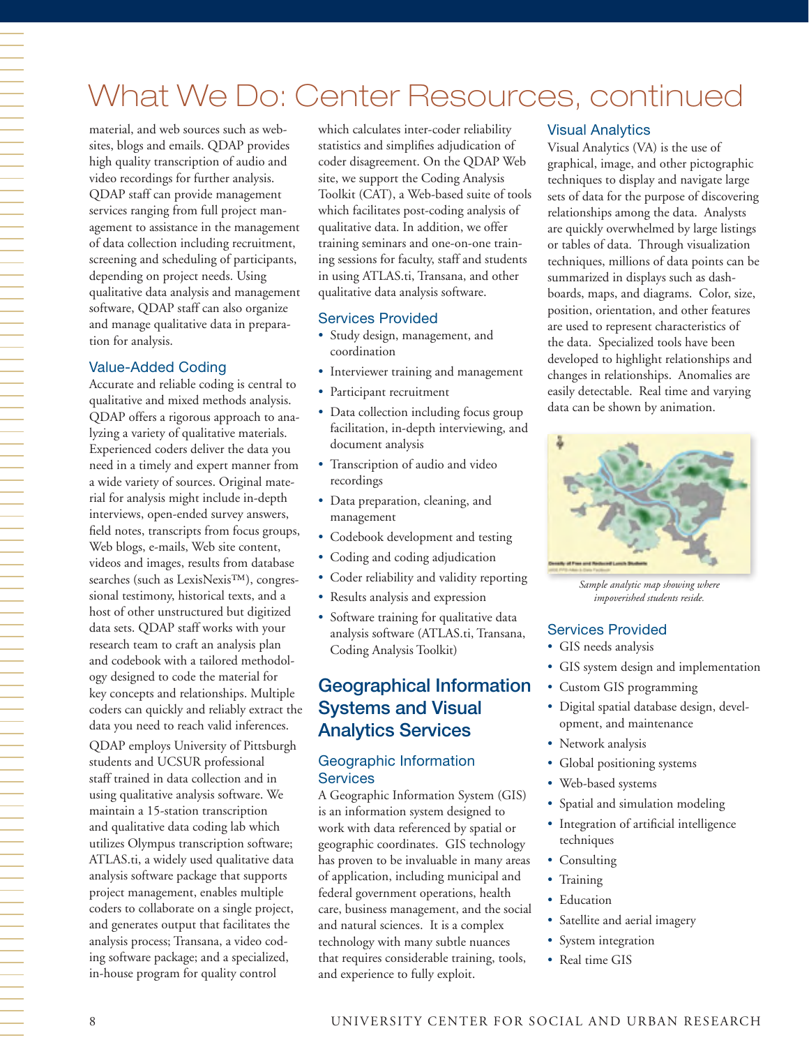# What We Do: Center Resources, continued

material, and web sources such as websites, blogs and emails. QDAP provides high quality transcription of audio and video recordings for further analysis. QDAP staff can provide management services ranging from full project management to assistance in the management of data collection including recruitment, screening and scheduling of participants, depending on project needs. Using qualitative data analysis and management software, QDAP staff can also organize and manage qualitative data in preparation for analysis.

### Value-Added Coding

Accurate and reliable coding is central to qualitative and mixed methods analysis. QDAP offers a rigorous approach to analyzing a variety of qualitative materials. Experienced coders deliver the data you need in a timely and expert manner from a wide variety of sources. Original material for analysis might include in-depth interviews, open-ended survey answers, field notes, transcripts from focus groups, Web blogs, e-mails, Web site content, videos and images, results from database searches (such as LexisNexis™), congressional testimony, historical texts, and a host of other unstructured but digitized data sets. QDAP staff works with your research team to craft an analysis plan and codebook with a tailored methodology designed to code the material for key concepts and relationships. Multiple coders can quickly and reliably extract the data you need to reach valid inferences.

QDAP employs University of Pittsburgh students and UCSUR professional staff trained in data collection and in using qualitative analysis software. We maintain a 15-station transcription and qualitative data coding lab which utilizes Olympus transcription software; ATLAS.ti, a widely used qualitative data analysis software package that supports project management, enables multiple coders to collaborate on a single project, and generates output that facilitates the analysis process; Transana, a video coding software package; and a specialized, in-house program for quality control which calculates inter-coder reliability statistics and simplifies adjudication of coder disagreement. On the QDAP Web site, we support the Coding Analysis Toolkit (CAT), a Web-based suite of tools which facilitates post-coding analysis of qualitative data. In addition, we offer training seminars and one-on-one training sessions for faculty, staff and students in using ATLAS.ti, Transana, and other qualitative data analysis software.

### Services Provided

- Study design, management, and coordination
- Interviewer training and management
- Participant recruitment
- Data collection including focus group facilitation, in-depth interviewing, and document analysis
- Transcription of audio and video recordings
- Data preparation, cleaning, and management
- Codebook development and testing
- Coding and coding adjudication
- Coder reliability and validity reporting
- Results analysis and expression
- Software training for qualitative data analysis software (ATLAS.ti, Transana, Coding Analysis Toolkit)

## Geographical Information Systems and Visual Analytics Services

### Geographic Information Services

A Geographic Information System (GIS) is an information system designed to work with data referenced by spatial or geographic coordinates. GIS technology has proven to be invaluable in many areas of application, including municipal and federal government operations, health care, business management, and the social and natural sciences. It is a complex technology with many subtle nuances that requires considerable training, tools, and experience to fully exploit.

### Visual Analytics

Visual Analytics (VA) is the use of graphical, image, and other pictographic techniques to display and navigate large sets of data for the purpose of discovering relationships among the data. Analysts are quickly overwhelmed by large listings or tables of data. Through visualization techniques, millions of data points can be summarized in displays such as dashboards, maps, and diagrams. Color, size, position, orientation, and other features are used to represent characteristics of the data. Specialized tools have been developed to highlight relationships and changes in relationships. Anomalies are easily detectable. Real time and varying data can be shown by animation.

*Sample analytic map showing where impoverished students reside.*

### Services Provided

- GIS needs analysis
- GIS system design and implementation
- Custom GIS programming
- Digital spatial database design, development, and maintenance
- Network analysis
- Global positioning systems
- Web-based systems
- Spatial and simulation modeling
- Integration of artificial intelligence techniques
- Consulting
- Training
- Education
- Satellite and aerial imagery
- System integration
- Real time GIS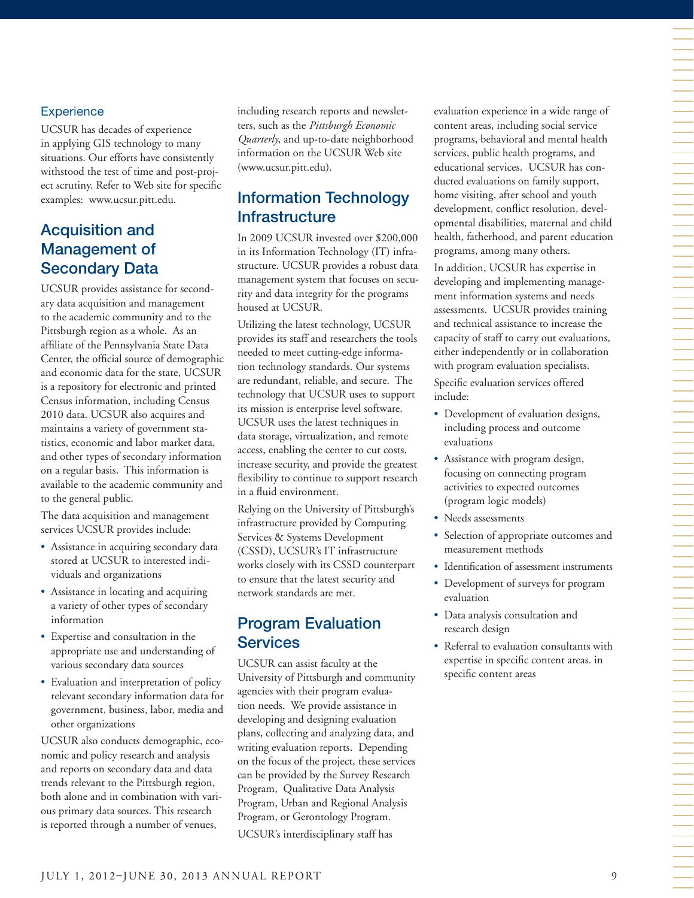### Experience

UCSUR has decades of experience in applying GIS technology to many situations. Our efforts have consistently withstood the test of time and post-project scrutiny. Refer to Web site for specific examples: www.ucsur.pitt.edu.

## Acquisition and Management of Secondary Data

UCSUR provides assistance for secondary data acquisition and management to the academic community and to the Pittsburgh region as a whole. As an affiliate of the Pennsylvania State Data Center, the official source of demographic and economic data for the state, UCSUR is a repository for electronic and printed Census information, including Census 2010 data. UCSUR also acquires and maintains a variety of government statistics, economic and labor market data, and other types of secondary information on a regular basis. This information is available to the academic community and to the general public.

The data acquisition and management services UCSUR provides include:

- Assistance in acquiring secondary data stored at UCSUR to interested individuals and organizations
- Assistance in locating and acquiring a variety of other types of secondary information
- Expertise and consultation in the appropriate use and understanding of various secondary data sources
- Evaluation and interpretation of policy relevant secondary information data for government, business, labor, media and other organizations

UCSUR also conducts demographic, economic and policy research and analysis and reports on secondary data and data trends relevant to the Pittsburgh region, both alone and in combination with various primary data sources. This research is reported through a number of venues, including research reports and newsletters, such as the *Pittsburgh Economic Quarterly*, and up-to-date neighborhood information on the UCSUR Web site (www.ucsur.pitt.edu).

## Information Technology Infrastructure

In 2009 UCSUR invested over $200,000 in its Information Technology (IT) infrastructure. UCSUR provides a robust data management system that focuses on security and data integrity for the programs housed at UCSUR.

Utilizing the latest technology, UCSUR provides its staff and researchers the tools needed to meet cutting-edge information technology standards. Our systems are redundant, reliable, and secure. The technology that UCSUR uses to support its mission is enterprise level software. UCSUR uses the latest techniques in data storage, virtualization, and remote access, enabling the center to cut costs, increase security, and provide the greatest flexibility to continue to support research in a fluid environment.

Relying on the University of Pittsburgh's infrastructure provided by Computing Services & Systems Development (CSSD), UCSUR's IT infrastructure works closely with its CSSD counterpart to ensure that the latest security and network standards are met.

## Program Evaluation Services

UCSUR can assist faculty at the University of Pittsburgh and community agencies with their program evaluation needs. We provide assistance in developing and designing evaluation plans, collecting and analyzing data, and writing evaluation reports. Depending on the focus of the project, these services can be provided by the Survey Research Program, Qualitative Data Analysis Program, Urban and Regional Analysis Program, or Gerontology Program.

UCSUR's interdisciplinary staff has evaluation experience in a wide range of content areas, including social service programs, behavioral and mental health services, public health programs, and educational services. UCSUR has conducted evaluations on family support, home visiting, after school and youth development, conflict resolution, developmental disabilities, maternal and child health, fatherhood, and parent education programs, among many others.

In addition, UCSUR has expertise in developing and implementing management information systems and needs assessments. UCSUR provides training and technical assistance to increase the capacity of staff to carry out evaluations, either independently or in collaboration with program evaluation specialists.

Specific evaluation services offered include:

- Development of evaluation designs, including process and outcome evaluations
- Assistance with program design, focusing on connecting program activities to expected outcomes (program logic models)
- Needs assessments
- Selection of appropriate outcomes and measurement methods
- Identification of assessment instruments
- Development of surveys for program evaluation
- Data analysis consultation and research design
- Referral to evaluation consultants with expertise in specific content areas. in specific content areas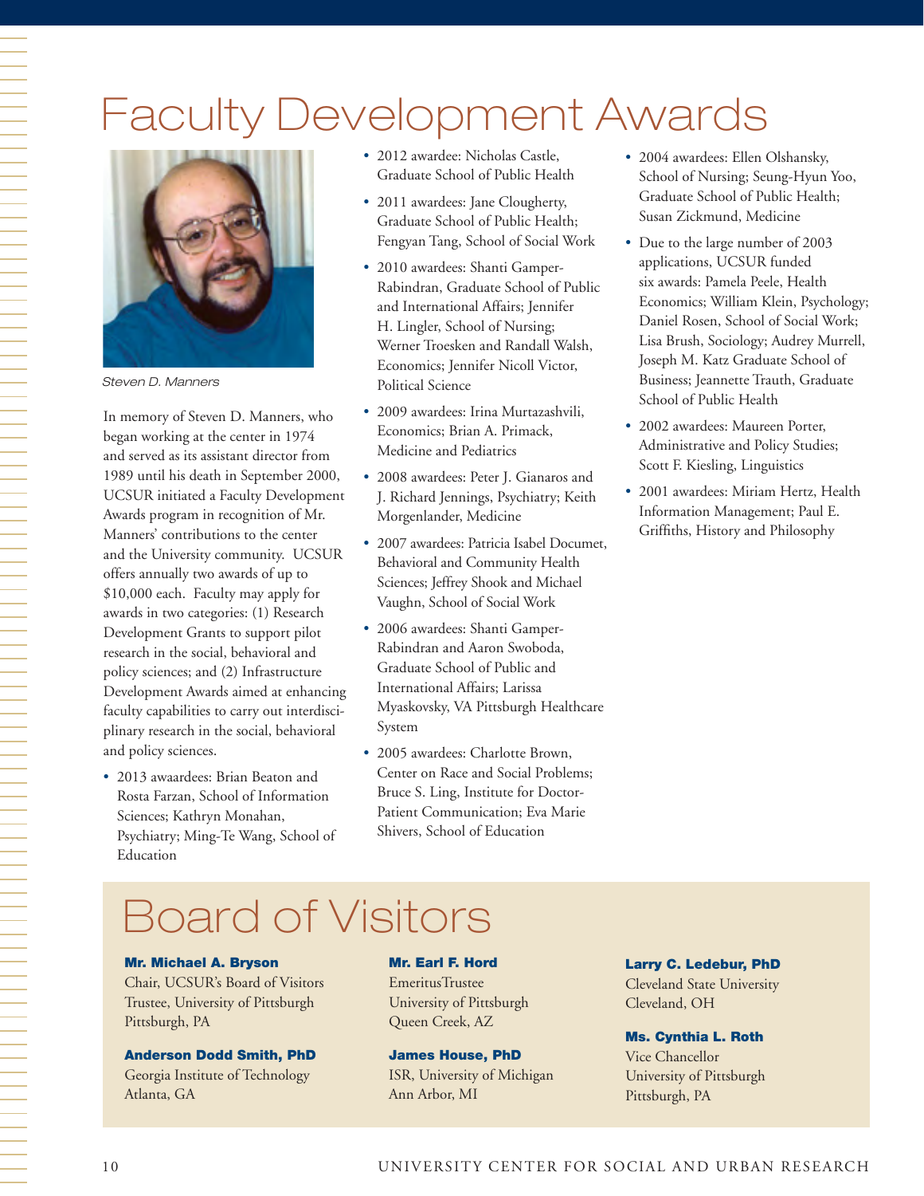# Faculty Development Awards

*Steven D. Manners*

In memory of Steven D. Manners, who began working at the center in 1974 and served as its assistant director from 1989 until his death in September 2000, UCSUR initiated a Faculty Development Awards program in recognition of Mr. Manners' contributions to the center and the University community. UCSUR offers annually two awards of up to $10,000 each. Faculty may apply for awards in two categories: (1) Research Development Grants to support pilot research in the social, behavioral and policy sciences; and (2) Infrastructure Development Awards aimed at enhancing faculty capabilities to carry out interdisciplinary research in the social, behavioral and policy sciences.

- 2013 awaardees: Brian Beaton and Rosta Farzan, School of Information Sciences; Kathryn Monahan, Psychiatry; Ming-Te Wang, School of Education
- 2012 awardee: Nicholas Castle, Graduate School of Public Health
- 2011 awardees: Jane Clougherty, Graduate School of Public Health; Fengyan Tang, School of Social Work
- 2010 awardees: Shanti Gamper-Rabindran, Graduate School of Public and International Affairs; Jennifer H. Lingler, School of Nursing; Werner Troesken and Randall Walsh, Economics; Jennifer Nicoll Victor, Political Science
- 2009 awardees: Irina Murtazashvili, Economics; Brian A. Primack, Medicine and Pediatrics
- 2008 awardees: Peter J. Gianaros and J. Richard Jennings, Psychiatry; Keith Morgenlander, Medicine
- 2007 awardees: Patricia Isabel Documet, Behavioral and Community Health Sciences; Jeffrey Shook and Michael Vaughn, School of Social Work
- 2006 awardees: Shanti Gamper-Rabindran and Aaron Swoboda, Graduate School of Public and International Affairs; Larissa Myaskovsky, VA Pittsburgh Healthcare System
- 2005 awardees: Charlotte Brown, Center on Race and Social Problems; Bruce S. Ling, Institute for Doctor-Patient Communication; Eva Marie Shivers, School of Education
- 2004 awardees: Ellen Olshansky, School of Nursing; Seung-Hyun Yoo, Graduate School of Public Health; Susan Zickmund, Medicine
- Due to the large number of 2003 applications, UCSUR funded six awards: Pamela Peele, Health Economics; William Klein, Psychology; Daniel Rosen, School of Social Work; Lisa Brush, Sociology; Audrey Murrell, Joseph M. Katz Graduate School of Business; Jeannette Trauth, Graduate School of Public Health
- 2002 awardees: Maureen Porter, Administrative and Policy Studies; Scott F. Kiesling, Linguistics
- 2001 awardees: Miriam Hertz, Health Information Management; Paul E. Griffiths, History and Philosophy

# Board of Visitors

**Mr. Michael A. Bryson**
Chair, UCSUR's Board of Visitors
Trustee, University of Pittsburgh
Pittsburgh, PA

**Anderson Dodd Smith, PhD**
Georgia Institute of Technology
Atlanta, GA

**Mr. Earl F. Hord**
EmeritusTrustee
University of Pittsburgh
Queen Creek, AZ

**James House, PhD**
ISR, University of Michigan
Ann Arbor, MI

**Larry C. Ledebur, PhD**
Cleveland State University
Cleveland, OH

**Ms. Cynthia L. Roth**
Vice Chancellor
University of Pittsburgh
Pittsburgh, PA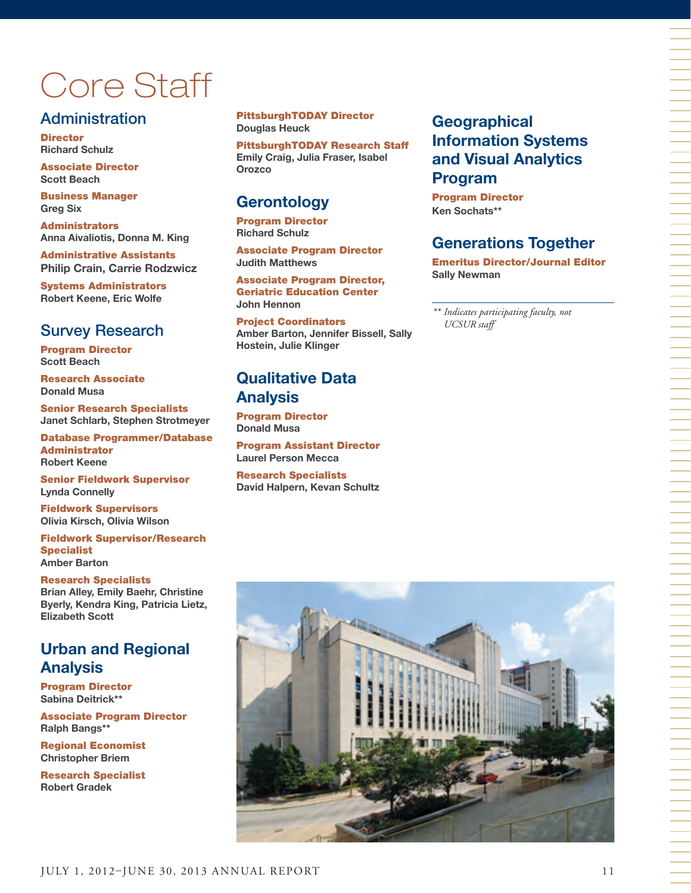# Core Staff

## Administration

**Director**
Richard Schulz

**Associate Director**
Scott Beach

**Business Manager**
Greg Six

**Administrators**
Anna Aivaliotis, Donna M. King

**Administrative Assistants**
Philip Crain, Carrie Rodzwicz

**Systems Administrators**
Robert Keene, Eric Wolfe

## Survey Research

**Program Director**
Scott Beach

**Research Associate**
Donald Musa

**Senior Research Specialists**
Janet Schlarb, Stephen Strotmeyer

**Database Programmer/Database Administrator**
Robert Keene

**Senior Fieldwork Supervisor**
Lynda Connelly

**Fieldwork Supervisors**
Olivia Kirsch, Olivia Wilson

**Fieldwork Supervisor/Research Specialist**
Amber Barton

**Research Specialists**
Brian Alley, Emily Baehr, Christine Byerly, Kendra King, Patricia Lietz, Elizabeth Scott

## Urban and Regional Analysis

**Program Director**
Sabina Deitrick**

**Associate Program Director**
Ralph Bangs**

**Regional Economist**
Christopher Briem

**Research Specialist**
Robert Gradek

**PittsburghTODAY Director**
Douglas Heuck

**PittsburghTODAY Research Staff**
Emily Craig, Julia Fraser, Isabel Orozco

## Gerontology

**Program Director**
Richard Schulz

**Associate Program Director**
Judith Matthews

**Associate Program Director, Geriatric Education Center**
John Hennon

**Project Coordinators**
Amber Barton, Jennifer Bissell, Sally Hostein, Julie Klinger

## Qualitative Data Analysis

**Program Director**
Donald Musa

**Program Assistant Director**
Laurel Person Mecca

**Research Specialists**
David Halpern, Kevan Schultz

## Geographical Information Systems and Visual Analytics Program

**Program Director**
Ken Sochats**

## Generations Together

**Emeritus Director/Journal Editor**
Sally Newman

*** Indicates participating faculty, not UCSUR staff*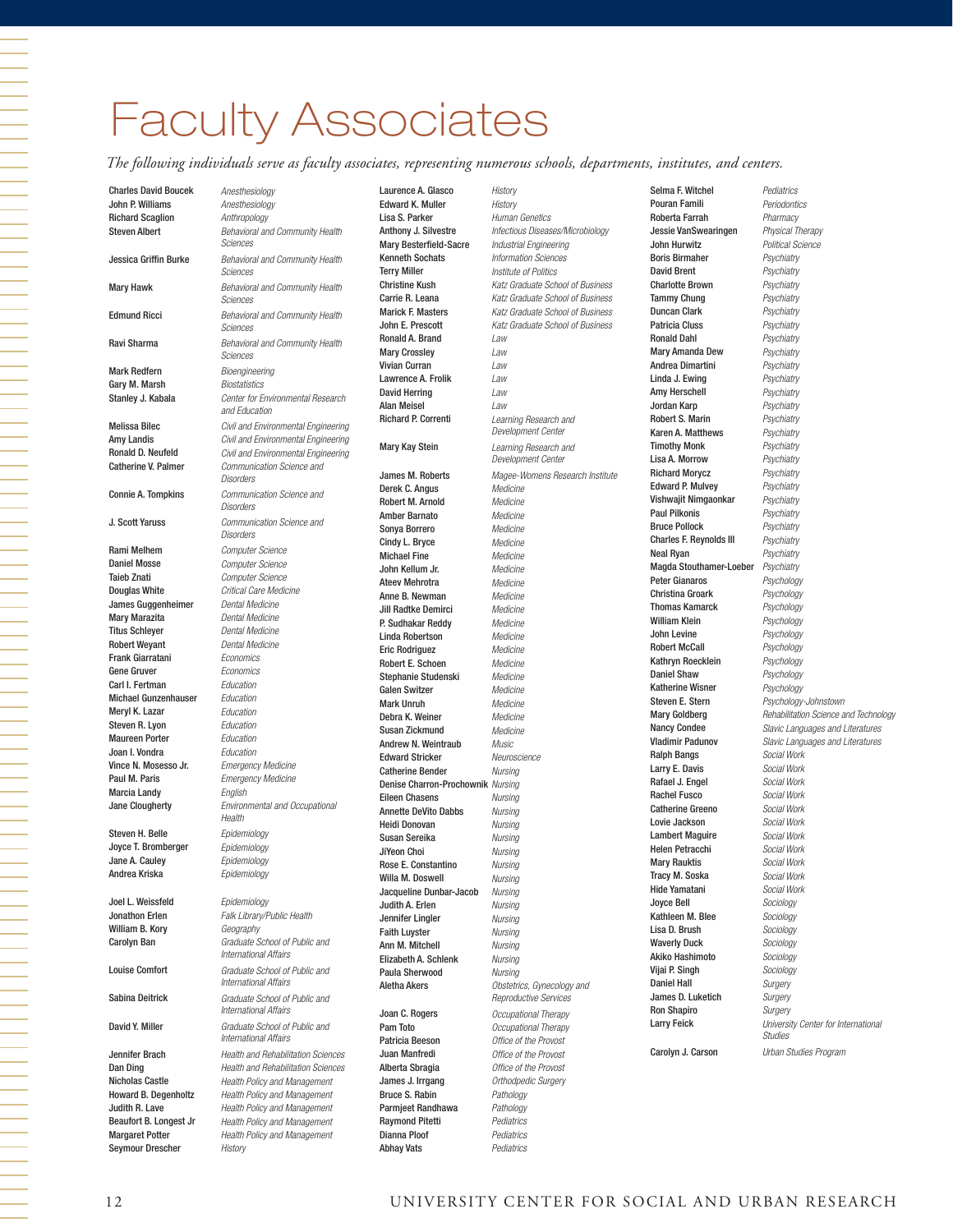# Faculty Associates

*The following individuals serve as faculty associates, representing numerous schools, departments, institutes, and centers.*

| Name | Affiliation |
|---|---|
| Charles David Boucek | *Anesthesiology* |
| John P. Williams | *Anesthesiology* |
| Richard Scaglion | *Anthropology* |
| Steven Albert | *Behavioral and Community Health Sciences* |
| Jessica Griffin Burke | *Behavioral and Community Health Sciences* |
| Mary Hawk | *Behavioral and Community Health Sciences* |
| Edmund Ricci | *Behavioral and Community Health Sciences* |
| Ravi Sharma | *Behavioral and Community Health Sciences* |
| Mark Redfern | *Bioengineering* |
| Gary M. Marsh | *Biostatistics* |
| Stanley J. Kabala | *Center for Environmental Research and Education* |
| Melissa Bilec | *Civil and Environmental Engineering* |
| Amy Landis | *Civil and Environmental Engineering* |
| Ronald D. Neufeld | *Civil and Environmental Engineering* |
| Catherine V. Palmer | *Communication Science and Disorders* |
| Connie A. Tompkins | *Communication Science and Disorders* |
| J. Scott Yaruss | *Communication Science and Disorders* |
| Rami Melhem | *Computer Science* |
| Daniel Mosse | *Computer Science* |
| Taieb Znati | *Computer Science* |
| Douglas White | *Critical Care Medicine* |
| James Guggenheimer | *Dental Medicine* |
| Mary Marazita | *Dental Medicine* |
| Titus Schleyer | *Dental Medicine* |
| Robert Weyant | *Dental Medicine* |
| Frank Giarratani | *Economics* |
| Gene Gruver | *Economics* |
| Carl I. Fertman | *Education* |
| Michael Gunzenhauser | *Education* |
| Meryl K. Lazar | *Education* |
| Steven R. Lyon | *Education* |
| Maureen Porter | *Education* |
| Joan I. Vondra | *Education* |
| Vince N. Mosesso Jr. | *Emergency Medicine* |
| Paul M. Paris | *Emergency Medicine* |
| Marcia Landy | *English* |
| Jane Clougherty | *Environmental and Occupational Health* |
| Steven H. Belle | *Epidemiology* |
| Joyce T. Bromberger | *Epidemiology* |
| Jane A. Cauley | *Epidemiology* |
| Andrea Kriska | *Epidemiology* |
| Joel L. Weissfeld | *Epidemiology* |
| Jonathon Erlen | *Falk Library/Public Health* |
| William B. Kory | *Geography* |
| Carolyn Ban | *Graduate School of Public and International Affairs* |
| Louise Comfort | *Graduate School of Public and International Affairs* |
| Sabina Deitrick | *Graduate School of Public and International Affairs* |
| David Y. Miller | *Graduate School of Public and International Affairs* |
| Jennifer Brach | *Health and Rehabilitation Sciences* |
| Dan Ding | *Health and Rehabilitation Sciences* |
| Nicholas Castle | *Health Policy and Management* |
| Howard B. Degenholtz | *Health Policy and Management* |
| Judith R. Lave | *Health Policy and Management* |
| Beaufort B. Longest Jr | *Health Policy and Management* |
| Margaret Potter | *Health Policy and Management* |
| Seymour Drescher | *History* |
| Laurence A. Glasco | *History* |
| Edward K. Muller | *History* |
| Lisa S. Parker | *Human Genetics* |
| Anthony J. Silvestre | *Infectious Diseases/Microbiology* |
| Mary Besterfield-Sacre | *Industrial Engineering* |
| Kenneth Sochats | *Information Sciences* |
| Terry Miller | *Institute of Politics* |
| Christine Kush | *Katz Graduate School of Business* |
| Carrie R. Leana | *Katz Graduate School of Business* |
| Marick F. Masters | *Katz Graduate School of Business* |
| John E. Prescott | *Katz Graduate School of Business* |
| Ronald A. Brand | *Law* |
| Mary Crossley | *Law* |
| Vivian Curran | *Law* |
| Lawrence A. Frolik | *Law* |
| David Herring | *Law* |
| Alan Meisel | *Law* |
| Richard P. Correnti | *Learning Research and Development Center* |
| Mary Kay Stein | *Learning Research and Development Center* |
| James M. Roberts | *Magee-Womens Research Institute* |
| Derek C. Angus | *Medicine* |
| Robert M. Arnold | *Medicine* |
| Amber Barnato | *Medicine* |
| Sonya Borrero | *Medicine* |
| Cindy L. Bryce | *Medicine* |
| Michael Fine | *Medicine* |
| John Kellum Jr. | *Medicine* |
| Ateev Mehrotra | *Medicine* |
| Anne B. Newman | *Medicine* |
| Jill Radtke Demirci | *Medicine* |
| P. Sudhakar Reddy | *Medicine* |
| Linda Robertson | *Medicine* |
| Eric Rodriguez | *Medicine* |
| Robert E. Schoen | *Medicine* |
| Stephanie Studenski | *Medicine* |
| Galen Switzer | *Medicine* |
| Mark Unruh | *Medicine* |
| Debra K. Weiner | *Medicine* |
| Susan Zickmund | *Medicine* |
| Andrew N. Weintraub | *Music* |
| Edward Stricker | *Neuroscience* |
| Catherine Bender | *Nursing* |
| Denise Charron-Prochownik | *Nursing* |
| Eileen Chasens | *Nursing* |
| Annette DeVito Dabbs | *Nursing* |
| Heidi Donovan | *Nursing* |
| Susan Sereika | *Nursing* |
| JiYeon Choi | *Nursing* |
| Rose E. Constantino | *Nursing* |
| Willa M. Doswell | *Nursing* |
| Jacqueline Dunbar-Jacob | *Nursing* |
| Judith A. Erlen | *Nursing* |
| Jennifer Lingler | *Nursing* |
| Faith Luyster | *Nursing* |
| Ann M. Mitchell | *Nursing* |
| Elizabeth A. Schlenk | *Nursing* |
| Paula Sherwood | *Nursing* |
| Aletha Akers | *Obstetrics, Gynecology and Reproductive Services* |
| Joan C. Rogers | *Occupational Therapy* |
| Pam Toto | *Occupational Therapy* |
| Patricia Beeson | *Office of the Provost* |
| Juan Manfredi | *Office of the Provost* |
| Alberta Sbragia | *Office of the Provost* |
| James J. Irrgang | *Orthodpedic Surgery* |
| Bruce S. Rabin | *Pathology* |
| Parmjeet Randhawa | *Pathology* |
| Raymond Pitetti | *Pediatrics* |
| Dianna Ploof | *Pediatrics* |
| Abhay Vats | *Pediatrics* |
| Selma F. Witchel | *Pediatrics* |
| Pouran Famili | *Periodontics* |
| Roberta Farrah | *Pharmacy* |
| Jessie VanSwearingen | *Physical Therapy* |
| John Hurwitz | *Political Science* |
| Boris Birmaher | *Psychiatry* |
| David Brent | *Psychiatry* |
| Charlotte Brown | *Psychiatry* |
| Tammy Chung | *Psychiatry* |
| Duncan Clark | *Psychiatry* |
| Patricia Cluss | *Psychiatry* |
| Ronald Dahl | *Psychiatry* |
| Mary Amanda Dew | *Psychiatry* |
| Andrea Dimartini | *Psychiatry* |
| Linda J. Ewing | *Psychiatry* |
| Amy Herschell | *Psychiatry* |
| Jordan Karp | *Psychiatry* |
| Robert S. Marin | *Psychiatry* |
| Karen A. Matthews | *Psychiatry* |
| Timothy Monk | *Psychiatry* |
| Lisa A. Morrow | *Psychiatry* |
| Richard Morycz | *Psychiatry* |
| Edward P. Mulvey | *Psychiatry* |
| Vishwajit Nimgaonkar | *Psychiatry* |
| Paul Pilkonis | *Psychiatry* |
| Bruce Pollock | *Psychiatry* |
| Charles F. Reynolds III | *Psychiatry* |
| Neal Ryan | *Psychiatry* |
| Magda Stouthamer-Loeber | *Psychiatry* |
| Peter Gianaros | *Psychology* |
| Christina Groark | *Psychology* |
| Thomas Kamarck | *Psychology* |
| William Klein | *Psychology* |
| John Levine | *Psychology* |
| Robert McCall | *Psychology* |
| Kathryn Roecklein | *Psychology* |
| Daniel Shaw | *Psychology* |
| Katherine Wisner | *Psychology* |
| Steven E. Stern | *Psychology-Johnstown* |
| Mary Goldberg | *Rehabilitation Science and Technology* |
| Nancy Condee | *Slavic Languages and Literatures* |
| Vladimir Padunov | *Slavic Languages and Literatures* |
| Ralph Bangs | *Social Work* |
| Larry E. Davis | *Social Work* |
| Rafael J. Engel | *Social Work* |
| Rachel Fusco | *Social Work* |
| Catherine Greeno | *Social Work* |
| Lovie Jackson | *Social Work* |
| Lambert Maguire | *Social Work* |
| Helen Petracchi | *Social Work* |
| Mary Rauktis | *Social Work* |
| Tracy M. Soska | *Social Work* |
| Hide Yamatani | *Social Work* |
| Joyce Bell | *Sociology* |
| Kathleen M. Blee | *Sociology* |
| Lisa D. Brush | *Sociology* |
| Waverly Duck | *Sociology* |
| Akiko Hashimoto | *Sociology* |
| Vijai P. Singh | *Sociology* |
| Daniel Hall | *Surgery* |
| James D. Luketich | *Surgery* |
| Ron Shapiro | *Surgery* |
| Larry Feick | *University Center for International Studies* |
| Carolyn J. Carson | *Urban Studies Program* |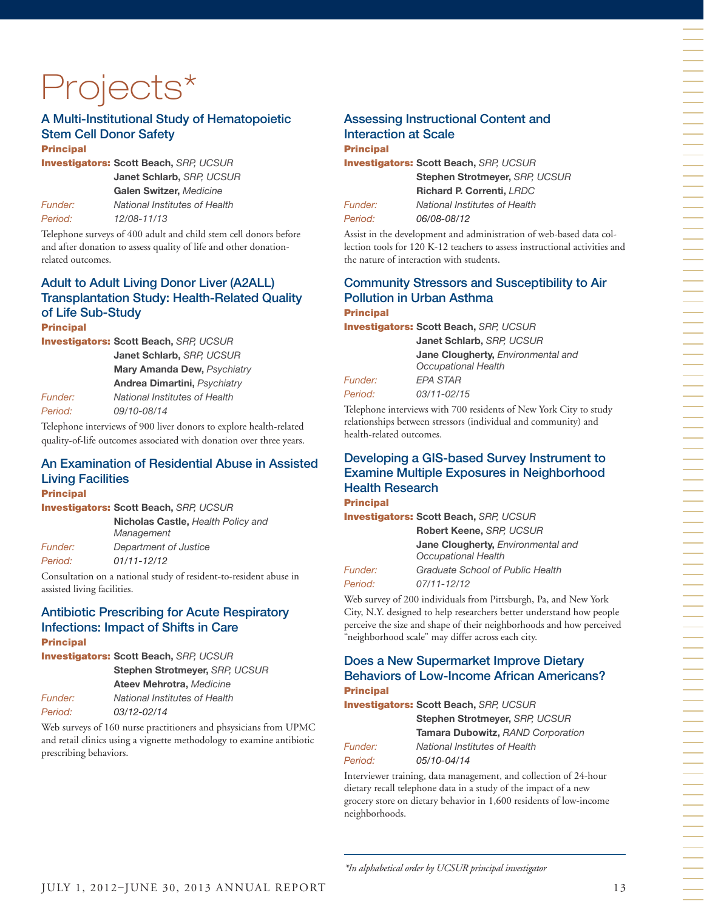# Projects*

### A Multi-Institutional Study of Hematopoietic Stem Cell Donor Safety

**Principal Investigators:** **Scott Beach,** *SRP, UCSUR*
**Janet Schlarb,** *SRP, UCSUR*
**Galen Switzer,** *Medicine*

*Funder:* *National Institutes of Health*
*Period:* *12/08-11/13*

Telephone surveys of 400 adult and child stem cell donors before and after donation to assess quality of life and other donation-related outcomes.

### Adult to Adult Living Donor Liver (A2ALL) Transplantation Study: Health-Related Quality of Life Sub-Study

**Principal Investigators:** **Scott Beach,** *SRP, UCSUR*
**Janet Schlarb,** *SRP, UCSUR*
**Mary Amanda Dew,** *Psychiatry*
**Andrea Dimartini,** *Psychiatry*

*Funder:* *National Institutes of Health*
*Period:* *09/10-08/14*

Telephone interviews of 900 liver donors to explore health-related quality-of-life outcomes associated with donation over three years.

### An Examination of Residential Abuse in Assisted Living Facilities

**Principal Investigators:** **Scott Beach,** *SRP, UCSUR*
**Nicholas Castle,** *Health Policy and Management*

*Funder:* *Department of Justice*
*Period:* *01/11-12/12*

Consultation on a national study of resident-to-resident abuse in assisted living facilities.

### Antibiotic Prescribing for Acute Respiratory Infections: Impact of Shifts in Care

**Principal Investigators:** **Scott Beach,** *SRP, UCSUR*
**Stephen Strotmeyer,** *SRP, UCSUR*
**Ateev Mehrotra,** *Medicine*

*Funder:* *National Institutes of Health*
*Period:* *03/12-02/14*

Web surveys of 160 nurse practitioners and phsysicians from UPMC and retail clinics using a vignette methodology to examine antibiotic prescribing behaviors.

### Assessing Instructional Content and Interaction at Scale

**Principal Investigators:** **Scott Beach,** *SRP, UCSUR*
**Stephen Strotmeyer,** *SRP, UCSUR*
**Richard P. Correnti,** *LRDC*

*Funder:* *National Institutes of Health*
*Period:* *06/08-08/12*

Assist in the development and administration of web-based data collection tools for 120 K-12 teachers to assess instructional activities and the nature of interaction with students.

### Community Stressors and Susceptibility to Air Pollution in Urban Asthma

**Principal Investigators:** **Scott Beach,** *SRP, UCSUR*
**Janet Schlarb,** *SRP, UCSUR*
**Jane Clougherty,** *Environmental and Occupational Health*

*Funder:* *EPA STAR*
*Period:* *03/11-02/15*

Telephone interviews with 700 residents of New York City to study relationships between stressors (individual and community) and health-related outcomes.

### Developing a GIS-based Survey Instrument to Examine Multiple Exposures in Neighborhood Health Research

**Principal Investigators:** **Scott Beach,** *SRP, UCSUR*
**Robert Keene,** *SRP, UCSUR*
**Jane Clougherty,** *Environmental and Occupational Health*

*Funder:* *Graduate School of Public Health*
*Period:* *07/11-12/12*

Web survey of 200 individuals from Pittsburgh, Pa, and New York City, N.Y. designed to help researchers better understand how people perceive the size and shape of their neighborhoods and how perceived "neighborhood scale" may differ across each city.

### Does a New Supermarket Improve Dietary Behaviors of Low-Income African Americans?

**Principal Investigators:** **Scott Beach,** *SRP, UCSUR*
**Stephen Strotmeyer,** *SRP, UCSUR*
**Tamara Dubowitz,** *RAND Corporation*

*Funder:* *National Institutes of Health*
*Period:* *05/10-04/14*

Interviewer training, data management, and collection of 24-hour dietary recall telephone data in a study of the impact of a new grocery store on dietary behavior in 1,600 residents of low-income neighborhoods.

---

*\*In alphabetical order by UCSUR principal investigator*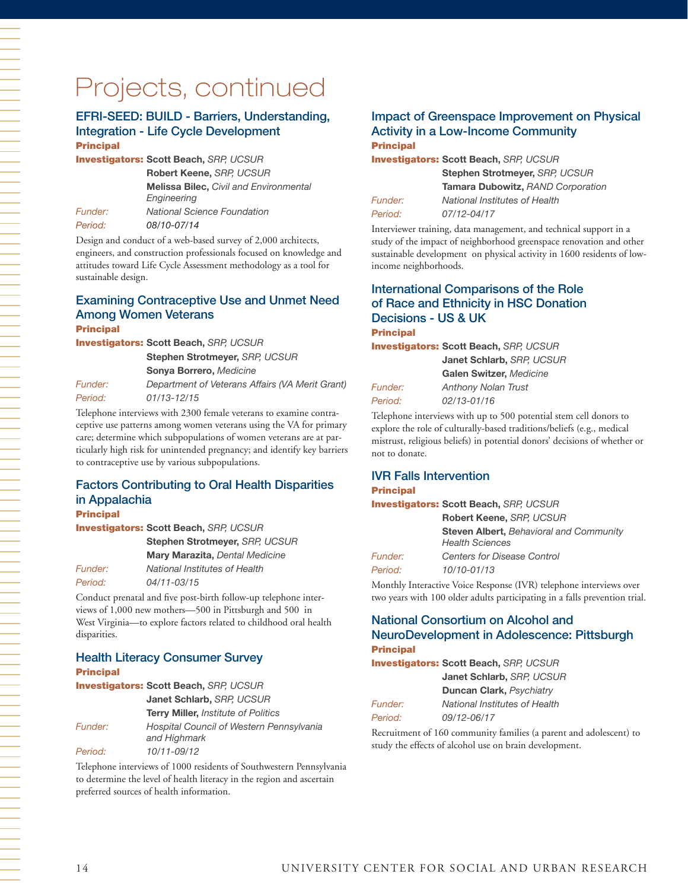# Projects, continued

### EFRI-SEED: BUILD - Barriers, Understanding, Integration - Life Cycle Development

**Principal Investigators:** **Scott Beach,** *SRP, UCSUR*
**Robert Keene,** *SRP, UCSUR*
**Melissa Bilec,** *Civil and Environmental Engineering*

*Funder:* *National Science Foundation*

*Period:* *08/10-07/14*

Design and conduct of a web-based survey of 2,000 architects, engineers, and construction professionals focused on knowledge and attitudes toward Life Cycle Assessment methodology as a tool for sustainable design.

### Examining Contraceptive Use and Unmet Need Among Women Veterans

**Principal Investigators:** **Scott Beach,** *SRP, UCSUR*
**Stephen Strotmeyer,** *SRP, UCSUR*
**Sonya Borrero,** *Medicine*

*Funder:* *Department of Veterans Affairs (VA Merit Grant)*

*Period:* *01/13-12/15*

Telephone interviews with 2300 female veterans to examine contraceptive use patterns among women veterans using the VA for primary care; determine which subpopulations of women veterans are at particularly high risk for unintended pregnancy; and identify key barriers to contraceptive use by various subpopulations.

### Factors Contributing to Oral Health Disparities in Appalachia

**Principal Investigators:** **Scott Beach,** *SRP, UCSUR*
**Stephen Strotmeyer,** *SRP, UCSUR*
**Mary Marazita,** *Dental Medicine*

*Funder:* *National Institutes of Health*

*Period:* *04/11-03/15*

Conduct prenatal and five post-birth follow-up telephone interviews of 1,000 new mothers—500 in Pittsburgh and 500 in West Virginia—to explore factors related to childhood oral health disparities.

### Health Literacy Consumer Survey

**Principal Investigators:** **Scott Beach,** *SRP, UCSUR*
**Janet Schlarb,** *SRP, UCSUR*
**Terry Miller,** *Institute of Politics*

*Funder:* *Hospital Council of Western Pennsylvania and Highmark*

*Period:* *10/11-09/12*

Telephone interviews of 1000 residents of Southwestern Pennsylvania to determine the level of health literacy in the region and ascertain preferred sources of health information.

### Impact of Greenspace Improvement on Physical Activity in a Low-Income Community

**Principal Investigators:** **Scott Beach,** *SRP, UCSUR*
**Stephen Strotmeyer,** *SRP, UCSUR*
**Tamara Dubowitz,** *RAND Corporation*

*Funder:* *National Institutes of Health*

*Period:* *07/12-04/17*

Interviewer training, data management, and technical support in a study of the impact of neighborhood greenspace renovation and other sustainable development on physical activity in 1600 residents of low-income neighborhoods.

### International Comparisons of the Role of Race and Ethnicity in HSC Donation Decisions - US & UK

**Principal Investigators:** **Scott Beach,** *SRP, UCSUR*
**Janet Schlarb,** *SRP, UCSUR*
**Galen Switzer,** *Medicine*

*Funder:* *Anthony Nolan Trust*

*Period:* *02/13-01/16*

Telephone interviews with up to 500 potential stem cell donors to explore the role of culturally-based traditions/beliefs (e.g., medical mistrust, religious beliefs) in potential donors' decisions of whether or not to donate.

### IVR Falls Intervention

**Principal Investigators:** **Scott Beach,** *SRP, UCSUR*
**Robert Keene,** *SRP, UCSUR*
**Steven Albert,** *Behavioral and Community Health Sciences*

*Funder:* *Centers for Disease Control*

*Period:* *10/10-01/13*

Monthly Interactive Voice Response (IVR) telephone interviews over two years with 100 older adults participating in a falls prevention trial.

### National Consortium on Alcohol and NeuroDevelopment in Adolescence: Pittsburgh

**Principal Investigators:** **Scott Beach,** *SRP, UCSUR*
**Janet Schlarb,** *SRP, UCSUR*
**Duncan Clark,** *Psychiatry*

*Funder:* *National Institutes of Health*

*Period:* *09/12-06/17*

Recruitment of 160 community families (a parent and adolescent) to study the effects of alcohol use on brain development.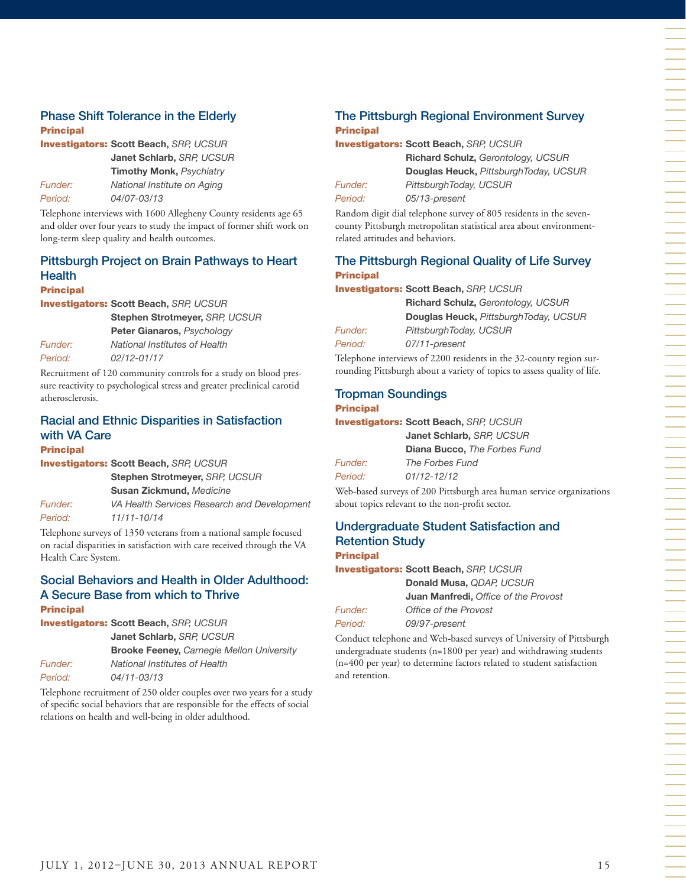### Phase Shift Tolerance in the Elderly

**Principal Investigators:** **Scott Beach,** *SRP, UCSUR*
**Janet Schlarb,** *SRP, UCSUR*
**Timothy Monk,** *Psychiatry*

*Funder:* *National Institute on Aging*

*Period:* *04/07-03/13*

Telephone interviews with 1600 Allegheny County residents age 65 and older over four years to study the impact of former shift work on long-term sleep quality and health outcomes.

### Pittsburgh Project on Brain Pathways to Heart Health

**Principal Investigators:** **Scott Beach,** *SRP, UCSUR*
**Stephen Strotmeyer,** *SRP, UCSUR*
**Peter Gianaros,** *Psychology*

*Funder:* *National Institutes of Health*

*Period:* *02/12-01/17*

Recruitment of 120 community controls for a study on blood pressure reactivity to psychological stress and greater preclinical carotid atherosclerosis.

### Racial and Ethnic Disparities in Satisfaction with VA Care

**Principal Investigators:** **Scott Beach,** *SRP, UCSUR*
**Stephen Strotmeyer,** *SRP, UCSUR*
**Susan Zickmund,** *Medicine*

*Funder:* *VA Health Services Research and Development*

*Period:* *11/11-10/14*

Telephone surveys of 1350 veterans from a national sample focused on racial disparities in satisfaction with care received through the VA Health Care System.

### Social Behaviors and Health in Older Adulthood: A Secure Base from which to Thrive

**Principal Investigators:** **Scott Beach,** *SRP, UCSUR*
**Janet Schlarb,** *SRP, UCSUR*
**Brooke Feeney,** *Carnegie Mellon University*

*Funder:* *National Institutes of Health*

*Period:* *04/11-03/13*

Telephone recruitment of 250 older couples over two years for a study of specific social behaviors that are responsible for the effects of social relations on health and well-being in older adulthood.

### The Pittsburgh Regional Environment Survey

**Principal Investigators:** **Scott Beach,** *SRP, UCSUR*
**Richard Schulz,** *Gerontology, UCSUR*
**Douglas Heuck,** *PittsburghToday, UCSUR*

*Funder:* *PittsburghToday, UCSUR*

*Period:* *05/13-present*

Random digit dial telephone survey of 805 residents in the seven-county Pittsburgh metropolitan statistical area about environment-related attitudes and behaviors.

### The Pittsburgh Regional Quality of Life Survey

**Principal Investigators:** **Scott Beach,** *SRP, UCSUR*
**Richard Schulz,** *Gerontology, UCSUR*
**Douglas Heuck,** *PittsburghToday, UCSUR*

*Funder:* *PittsburghToday, UCSUR*

*Period:* *07/11-present*

Telephone interviews of 2200 residents in the 32-county region surrounding Pittsburgh about a variety of topics to assess quality of life.

### Tropman Soundings

**Principal Investigators:** **Scott Beach,** *SRP, UCSUR*
**Janet Schlarb,** *SRP, UCSUR*
**Diana Bucco,** *The Forbes Fund*

*Funder:* *The Forbes Fund*

*Period:* *01/12-12/12*

Web-based surveys of 200 Pittsburgh area human service organizations about topics relevant to the non-profit sector.

### Undergraduate Student Satisfaction and Retention Study

**Principal Investigators:** **Scott Beach,** *SRP, UCSUR*
**Donald Musa,** *QDAP, UCSUR*
**Juan Manfredi,** *Office of the Provost*

*Funder:* *Office of the Provost*

*Period:* *09/97-present*

Conduct telephone and Web-based surveys of University of Pittsburgh undergraduate students (n=1800 per year) and withdrawing students (n=400 per year) to determine factors related to student satisfaction and retention.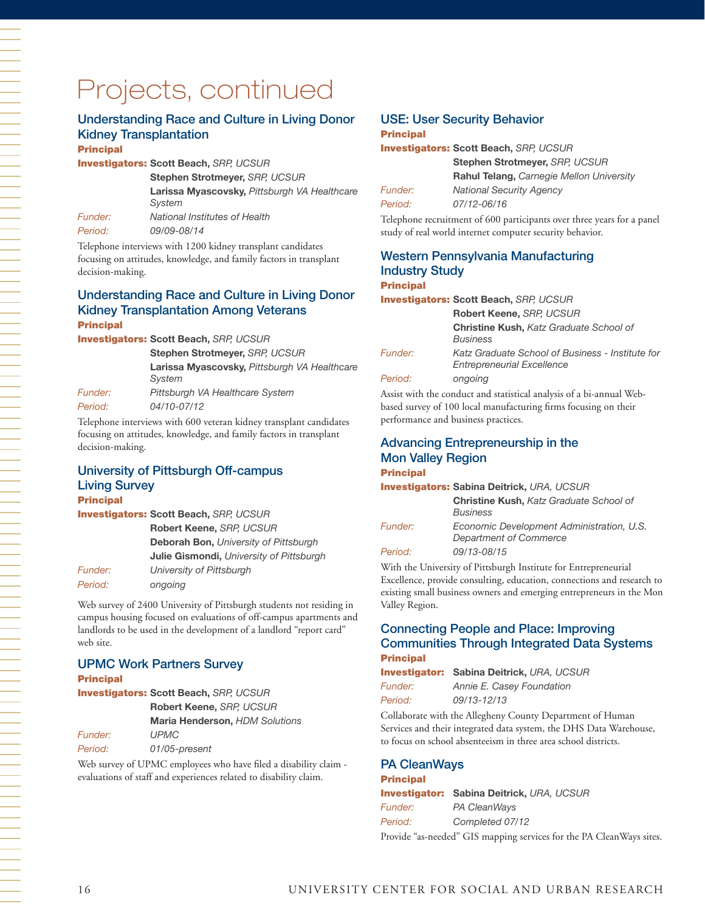# Projects, continued

## Understanding Race and Culture in Living Donor Kidney Transplantation

**Principal Investigators:** **Scott Beach,** *SRP, UCSUR*
**Stephen Strotmeyer,** *SRP, UCSUR*
**Larissa Myascovsky,** *Pittsburgh VA Healthcare System*

*Funder:* *National Institutes of Health*

*Period:* *09/09-08/14*

Telephone interviews with 1200 kidney transplant candidates focusing on attitudes, knowledge, and family factors in transplant decision-making.

## Understanding Race and Culture in Living Donor Kidney Transplantation Among Veterans

**Principal Investigators:** **Scott Beach,** *SRP, UCSUR*
**Stephen Strotmeyer,** *SRP, UCSUR*
**Larissa Myascovsky,** *Pittsburgh VA Healthcare System*

*Funder:* *Pittsburgh VA Healthcare System*

*Period:* *04/10-07/12*

Telephone interviews with 600 veteran kidney transplant candidates focusing on attitudes, knowledge, and family factors in transplant decision-making.

## University of Pittsburgh Off-campus Living Survey

**Principal Investigators:** **Scott Beach,** *SRP, UCSUR*
**Robert Keene,** *SRP, UCSUR*
**Deborah Bon,** *University of Pittsburgh*
**Julie Gismondi,** *University of Pittsburgh*

*Funder:* *University of Pittsburgh*

*Period:* *ongoing*

Web survey of 2400 University of Pittsburgh students not residing in campus housing focused on evaluations of off-campus apartments and landlords to be used in the development of a landlord "report card" web site.

## UPMC Work Partners Survey

**Principal Investigators:** **Scott Beach,** *SRP, UCSUR*
**Robert Keene,** *SRP, UCSUR*
**Maria Henderson,** *HDM Solutions*

*Funder:* *UPMC*

*Period:* *01/05-present*

Web survey of UPMC employees who have filed a disability claim - evaluations of staff and experiences related to disability claim.

## USE: User Security Behavior

**Principal Investigators:** **Scott Beach,** *SRP, UCSUR*
**Stephen Strotmeyer,** *SRP, UCSUR*
**Rahul Telang,** *Carnegie Mellon University*

*Funder:* *National Security Agency*

*Period:* *07/12-06/16*

Telephone recruitment of 600 participants over three years for a panel study of real world internet computer security behavior.

## Western Pennsylvania Manufacturing Industry Study

**Principal Investigators:** **Scott Beach,** *SRP, UCSUR*
**Robert Keene,** *SRP, UCSUR*
**Christine Kush,** *Katz Graduate School of Business*

*Funder:* *Katz Graduate School of Business - Institute for Entrepreneurial Excellence*

*Period:* *ongoing*

Assist with the conduct and statistical analysis of a bi-annual Web-based survey of 100 local manufacturing firms focusing on their performance and business practices.

## Advancing Entrepreneurship in the Mon Valley Region

**Principal Investigators:** **Sabina Deitrick,** *URA, UCSUR*
**Christine Kush,** *Katz Graduate School of Business*

*Funder:* *Economic Development Administration, U.S. Department of Commerce*

*Period:* *09/13-08/15*

With the University of Pittsburgh Institute for Entrepreneurial Excellence, provide consulting, education, connections and research to existing small business owners and emerging entrepreneurs in the Mon Valley Region.

## Connecting People and Place: Improving Communities Through Integrated Data Systems

**Principal Investigator:** **Sabina Deitrick,** *URA, UCSUR*

*Funder:* *Annie E. Casey Foundation*

*Period:* *09/13-12/13*

Collaborate with the Allegheny County Department of Human Services and their integrated data system, the DHS Data Warehouse, to focus on school absenteeism in three area school districts.

## PA CleanWays

**Principal Investigator:** **Sabina Deitrick,** *URA, UCSUR*

*Funder:* *PA CleanWays*

*Period:* *Completed 07/12*

Provide "as-needed" GIS mapping services for the PA CleanWays sites.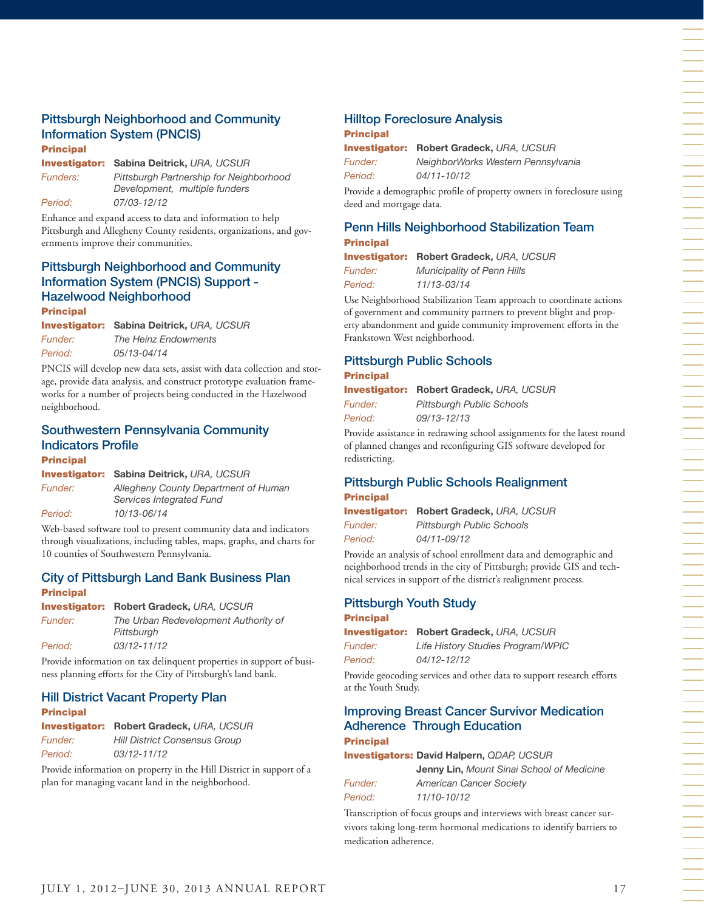### Pittsburgh Neighborhood and Community Information System (PNCIS)

**Principal Investigator:** **Sabina Deitrick,** *URA, UCSUR*
*Funders:* *Pittsburgh Partnership for Neighborhood Development, multiple funders*
*Period:* *07/03-12/12*

Enhance and expand access to data and information to help Pittsburgh and Allegheny County residents, organizations, and governments improve their communities.

### Pittsburgh Neighborhood and Community Information System (PNCIS) Support - Hazelwood Neighborhood

**Principal Investigator:** **Sabina Deitrick,** *URA, UCSUR*
*Funder:* *The Heinz Endowments*
*Period:* *05/13-04/14*

PNCIS will develop new data sets, assist with data collection and storage, provide data analysis, and construct prototype evaluation frameworks for a number of projects being conducted in the Hazelwood neighborhood.

### Southwestern Pennsylvania Community Indicators Profile

**Principal Investigator:** **Sabina Deitrick,** *URA, UCSUR*
*Funder:* *Allegheny County Department of Human Services Integrated Fund*
*Period:* *10/13-06/14*

Web-based software tool to present community data and indicators through visualizations, including tables, maps, graphs, and charts for 10 counties of Southwestern Pennsylvania.

### City of Pittsburgh Land Bank Business Plan

**Principal Investigator:** **Robert Gradeck,** *URA, UCSUR*
*Funder:* *The Urban Redevelopment Authority of Pittsburgh*
*Period:* *03/12-11/12*

Provide information on tax delinquent properties in support of business planning efforts for the City of Pittsburgh's land bank.

### Hill District Vacant Property Plan

**Principal Investigator:** **Robert Gradeck,** *URA, UCSUR*
*Funder:* *Hill District Consensus Group*
*Period:* *03/12-11/12*

Provide information on property in the Hill District in support of a plan for managing vacant land in the neighborhood.

### Hilltop Foreclosure Analysis

**Principal Investigator:** **Robert Gradeck,** *URA, UCSUR*
*Funder:* *NeighborWorks Western Pennsylvania*
*Period:* *04/11-10/12*

Provide a demographic profile of property owners in foreclosure using deed and mortgage data.

### Penn Hills Neighborhood Stabilization Team

**Principal Investigator:** **Robert Gradeck,** *URA, UCSUR*
*Funder:* *Municipality of Penn Hills*
*Period:* *11/13-03/14*

Use Neighborhood Stabilization Team approach to coordinate actions of government and community partners to prevent blight and property abandonment and guide community improvement efforts in the Frankstown West neighborhood.

### Pittsburgh Public Schools

**Principal Investigator:** **Robert Gradeck,** *URA, UCSUR*
*Funder:* *Pittsburgh Public Schools*
*Period:* *09/13-12/13*

Provide assistance in redrawing school assignments for the latest round of planned changes and reconfiguring GIS software developed for redistricting.

### Pittsburgh Public Schools Realignment

**Principal Investigator:** **Robert Gradeck,** *URA, UCSUR*
*Funder:* *Pittsburgh Public Schools*
*Period:* *04/11-09/12*

Provide an analysis of school enrollment data and demographic and neighborhood trends in the city of Pittsburgh; provide GIS and technical services in support of the district's realignment process.

### Pittsburgh Youth Study

**Principal Investigator:** **Robert Gradeck,** *URA, UCSUR*
*Funder:* *Life History Studies Program/WPIC*
*Period:* *04/12-12/12*

Provide geocoding services and other data to support research efforts at the Youth Study.

### Improving Breast Cancer Survivor Medication Adherence Through Education

**Principal Investigators:** **David Halpern,** *QDAP, UCSUR*
**Jenny Lin,** *Mount Sinai School of Medicine*
*Funder:* *American Cancer Society*
*Period:* *11/10-10/12*

Transcription of focus groups and interviews with breast cancer survivors taking long-term hormonal medications to identify barriers to medication adherence.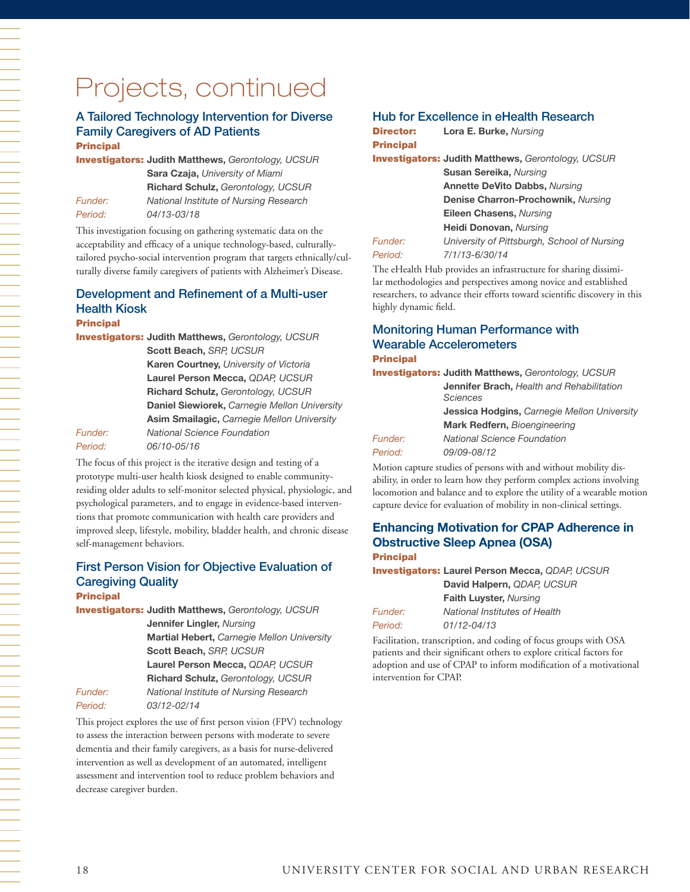# Projects, continued

### A Tailored Technology Intervention for Diverse Family Caregivers of AD Patients

**Principal Investigators:** **Judith Matthews,** *Gerontology, UCSUR*
**Sara Czaja,** *University of Miami*
**Richard Schulz,** *Gerontology, UCSUR*

*Funder:* *National Institute of Nursing Research*

*Period:* *04/13-03/18*

This investigation focusing on gathering systematic data on the acceptability and efficacy of a unique technology-based, culturally-tailored psycho-social intervention program that targets ethnically/culturally diverse family caregivers of patients with Alzheimer's Disease.

### Development and Refinement of a Multi-user Health Kiosk

**Principal Investigators:** **Judith Matthews,** *Gerontology, UCSUR*
**Scott Beach,** *SRP, UCSUR*
**Karen Courtney,** *University of Victoria*
**Laurel Person Mecca,** *QDAP, UCSUR*
**Richard Schulz,** *Gerontology, UCSUR*
**Daniel Siewiorek,** *Carnegie Mellon University*
**Asim Smailagic,** *Carnegie Mellon University*

*Funder:* *National Science Foundation*

*Period:* *06/10-05/16*

The focus of this project is the iterative design and testing of a prototype multi-user health kiosk designed to enable community-residing older adults to self-monitor selected physical, physiologic, and psychological parameters, and to engage in evidence-based interventions that promote communication with health care providers and improved sleep, lifestyle, mobility, bladder health, and chronic disease self-management behaviors.

### First Person Vision for Objective Evaluation of Caregiving Quality

**Principal Investigators:** **Judith Matthews,** *Gerontology, UCSUR*
**Jennifer Lingler,** *Nursing*
**Martial Hebert,** *Carnegie Mellon University*
**Scott Beach,** *SRP, UCSUR*
**Laurel Person Mecca,** *QDAP, UCSUR*
**Richard Schulz,** *Gerontology, UCSUR*

*Funder:* *National Institute of Nursing Research*

*Period:* *03/12-02/14*

This project explores the use of first person vision (FPV) technology to assess the interaction between persons with moderate to severe dementia and their family caregivers, as a basis for nurse-delivered intervention as well as development of an automated, intelligent assessment and intervention tool to reduce problem behaviors and decrease caregiver burden.

### Hub for Excellence in eHealth Research

**Director:** **Lora E. Burke,** *Nursing*

**Principal Investigators:** **Judith Matthews,** *Gerontology, UCSUR*
**Susan Sereika,** *Nursing*
**Annette DeVito Dabbs,** *Nursing*
**Denise Charron-Prochownik,** *Nursing*
**Eileen Chasens,** *Nursing*
**Heidi Donovan,** *Nursing*

*Funder:* *University of Pittsburgh, School of Nursing*

*Period:* *7/1/13-6/30/14*

The eHealth Hub provides an infrastructure for sharing dissimilar methodologies and perspectives among novice and established researchers, to advance their efforts toward scientific discovery in this highly dynamic field.

### Monitoring Human Performance with Wearable Accelerometers

**Principal Investigators:** **Judith Matthews,** *Gerontology, UCSUR*
**Jennifer Brach,** *Health and Rehabilitation Sciences*
**Jessica Hodgins,** *Carnegie Mellon University*
**Mark Redfern,** *Bioengineering*

*Funder:* *National Science Foundation*

*Period:* *09/09-08/12*

Motion capture studies of persons with and without mobility disability, in order to learn how they perform complex actions involving locomotion and balance and to explore the utility of a wearable motion capture device for evaluation of mobility in non-clinical settings.

### Enhancing Motivation for CPAP Adherence in Obstructive Sleep Apnea (OSA)

**Principal Investigators:** **Laurel Person Mecca,** *QDAP, UCSUR*
**David Halpern,** *QDAP, UCSUR*
**Faith Luyster,** *Nursing*

*Funder:* *National Institutes of Health*

*Period:* *01/12-04/13*

Facilitation, transcription, and coding of focus groups with OSA patients and their significant others to explore critical factors for adoption and use of CPAP to inform modification of a motivational intervention for CPAP.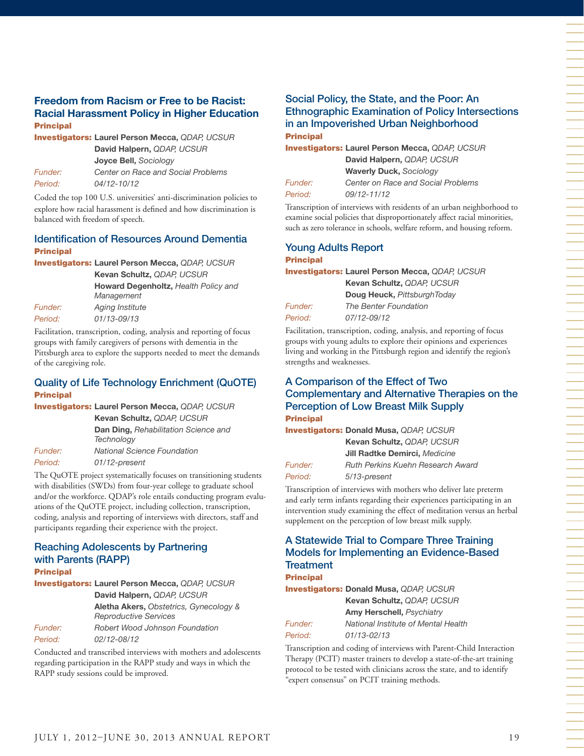### Freedom from Racism or Free to be Racist: Racial Harassment Policy in Higher Education

**Principal Investigators:** **Laurel Person Mecca,** *QDAP, UCSUR*
**David Halpern,** *QDAP, UCSUR*
**Joyce Bell,** *Sociology*
*Funder:* *Center on Race and Social Problems*
*Period:* *04/12-10/12*

Coded the top 100 U.S. universities' anti-discrimination policies to explore how racial harassment is defined and how discrimination is balanced with freedom of speech.

### Identification of Resources Around Dementia

**Principal Investigators:** **Laurel Person Mecca,** *QDAP, UCSUR*
**Kevan Schultz,** *QDAP, UCSUR*
**Howard Degenholtz,** *Health Policy and Management*
*Funder:* *Aging Institute*
*Period:* *01/13-09/13*

Facilitation, transcription, coding, analysis and reporting of focus groups with family caregivers of persons with dementia in the Pittsburgh area to explore the supports needed to meet the demands of the caregiving role.

### Quality of Life Technology Enrichment (QuOTE)

**Principal Investigators:** **Laurel Person Mecca,** *QDAP, UCSUR*
**Kevan Schultz,** *QDAP, UCSUR*
**Dan Ding,** *Rehabilitation Science and Technology*
*Funder:* *National Science Foundation*
*Period:* *01/12-present*

The QuOTE project systematically focuses on transitioning students with disabilities (SWDs) from four-year college to graduate school and/or the workforce. QDAP's role entails conducting program evaluations of the QuOTE project, including collection, transcription, coding, analysis and reporting of interviews with directors, staff and participants regarding their experience with the project.

### Reaching Adolescents by Partnering with Parents (RAPP)

**Principal Investigators:** **Laurel Person Mecca,** *QDAP, UCSUR*
**David Halpern,** *QDAP, UCSUR*
**Aletha Akers,** *Obstetrics, Gynecology & Reproductive Services*
*Funder:* *Robert Wood Johnson Foundation*
*Period:* *02/12-08/12*

Conducted and transcribed interviews with mothers and adolescents regarding participation in the RAPP study and ways in which the RAPP study sessions could be improved.

### Social Policy, the State, and the Poor: An Ethnographic Examination of Policy Intersections in an Impoverished Urban Neighborhood

**Principal Investigators:** **Laurel Person Mecca,** *QDAP, UCSUR*
**David Halpern,** *QDAP, UCSUR*
**Waverly Duck,** *Sociology*
*Funder:* *Center on Race and Social Problems*
*Period:* *09/12-11/12*

Transcription of interviews with residents of an urban neighborhood to examine social policies that disproportionately affect racial minorities, such as zero tolerance in schools, welfare reform, and housing reform.

### Young Adults Report

**Principal Investigators:** **Laurel Person Mecca,** *QDAP, UCSUR*
**Kevan Schultz,** *QDAP, UCSUR*
**Doug Heuck,** *PittsburghToday*
*Funder:* *The Benter Foundation*
*Period:* *07/12-09/12*

Facilitation, transcription, coding, analysis, and reporting of focus groups with young adults to explore their opinions and experiences living and working in the Pittsburgh region and identify the region's strengths and weaknesses.

### A Comparison of the Effect of Two Complementary and Alternative Therapies on the Perception of Low Breast Milk Supply

**Principal Investigators:** **Donald Musa,** *QDAP, UCSUR*
**Kevan Schultz,** *QDAP, UCSUR*
**Jill Radtke Demirci,** *Medicine*
*Funder:* *Ruth Perkins Kuehn Research Award*
*Period:* *5/13-present*

Transcription of interviews with mothers who deliver late preterm and early term infants regarding their experiences participating in an intervention study examining the effect of meditation versus an herbal supplement on the perception of low breast milk supply.

### A Statewide Trial to Compare Three Training Models for Implementing an Evidence-Based Treatment

**Principal Investigators:** **Donald Musa,** *QDAP, UCSUR*
**Kevan Schultz,** *QDAP, UCSUR*
**Amy Herschell,** *Psychiatry*
*Funder:* *National Institute of Mental Health*
*Period:* *01/13-02/13*

Transcription and coding of interviews with Parent-Child Interaction Therapy (PCIT) master trainers to develop a state-of-the-art training protocol to be tested with clinicians across the state, and to identify "expert consensus" on PCIT training methods.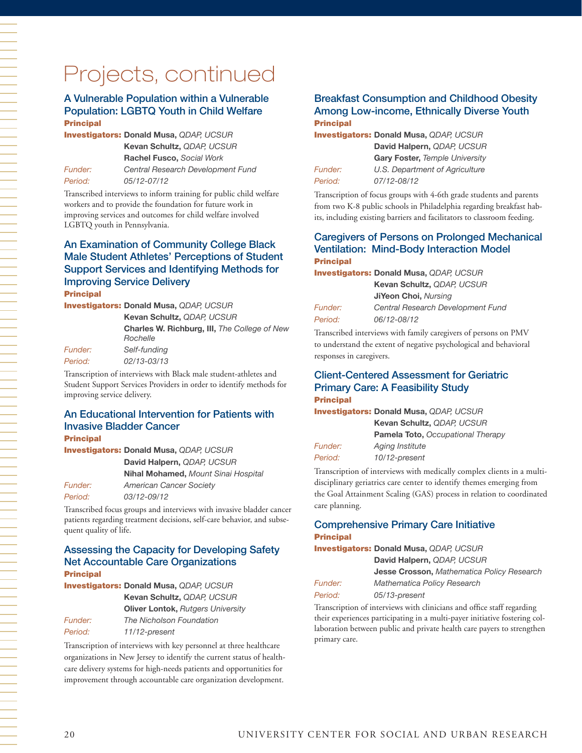# Projects, continued

## A Vulnerable Population within a Vulnerable Population: LGBTQ Youth in Child Welfare

**Principal Investigators:** **Donald Musa,** *QDAP, UCSUR*
**Kevan Schultz,** *QDAP, UCSUR*
**Rachel Fusco,** *Social Work*

*Funder:* *Central Research Development Fund*

*Period:* *05/12-07/12*

Transcribed interviews to inform training for public child welfare workers and to provide the foundation for future work in improving services and outcomes for child welfare involved LGBTQ youth in Pennsylvania.

## An Examination of Community College Black Male Student Athletes' Perceptions of Student Support Services and Identifying Methods for Improving Service Delivery

**Principal Investigators:** **Donald Musa,** *QDAP, UCSUR*
**Kevan Schultz,** *QDAP, UCSUR*
**Charles W. Richburg, III,** *The College of New Rochelle*

*Funder:* *Self-funding*

*Period:* *02/13-03/13*

Transcription of interviews with Black male student-athletes and Student Support Services Providers in order to identify methods for improving service delivery.

## An Educational Intervention for Patients with Invasive Bladder Cancer

**Principal Investigators:** **Donald Musa,** *QDAP, UCSUR*
**David Halpern,** *QDAP, UCSUR*
**Nihal Mohamed,** *Mount Sinai Hospital*

*Funder:* *American Cancer Society*

*Period:* *03/12-09/12*

Transcribed focus groups and interviews with invasive bladder cancer patients regarding treatment decisions, self-care behavior, and subsequent quality of life.

## Assessing the Capacity for Developing Safety Net Accountable Care Organizations

**Principal Investigators:** **Donald Musa,** *QDAP, UCSUR*
**Kevan Schultz,** *QDAP, UCSUR*
**Oliver Lontok,** *Rutgers University*

*Funder:* *The Nicholson Foundation*

*Period:* *11/12-present*

Transcription of interviews with key personnel at three healthcare organizations in New Jersey to identify the current status of healthcare delivery systems for high-needs patients and opportunities for improvement through accountable care organization development.

## Breakfast Consumption and Childhood Obesity Among Low-income, Ethnically Diverse Youth

**Principal Investigators:** **Donald Musa,** *QDAP, UCSUR*
**David Halpern,** *QDAP, UCSUR*
**Gary Foster,** *Temple University*

*Funder:* *U.S. Department of Agriculture*

*Period:* *07/12-08/12*

Transcription of focus groups with 4-6th grade students and parents from two K-8 public schools in Philadelphia regarding breakfast habits, including existing barriers and facilitators to classroom feeding.

## Caregivers of Persons on Prolonged Mechanical Ventilation: Mind-Body Interaction Model

**Principal Investigators:** **Donald Musa,** *QDAP, UCSUR*
**Kevan Schultz,** *QDAP, UCSUR*
**JiYeon Choi,** *Nursing*

*Funder:* *Central Research Development Fund*

*Period:* *06/12-08/12*

Transcribed interviews with family caregivers of persons on PMV to understand the extent of negative psychological and behavioral responses in caregivers.

## Client-Centered Assessment for Geriatric Primary Care: A Feasibility Study

**Principal Investigators:** **Donald Musa,** *QDAP, UCSUR*
**Kevan Schultz,** *QDAP, UCSUR*
**Pamela Toto,** *Occupational Therapy*

*Funder:* *Aging Institute*

*Period:* *10/12-present*

Transcription of interviews with medically complex clients in a multidisciplinary geriatrics care center to identify themes emerging from the Goal Attainment Scaling (GAS) process in relation to coordinated care planning.

## Comprehensive Primary Care Initiative

**Principal Investigators:** **Donald Musa,** *QDAP, UCSUR*
**David Halpern,** *QDAP, UCSUR*
**Jesse Crosson,** *Mathematica Policy Research*

*Funder:* *Mathematica Policy Research*

*Period:* *05/13-present*

Transcription of interviews with clinicians and office staff regarding their experiences participating in a multi-payer initiative fostering collaboration between public and private health care payers to strengthen primary care.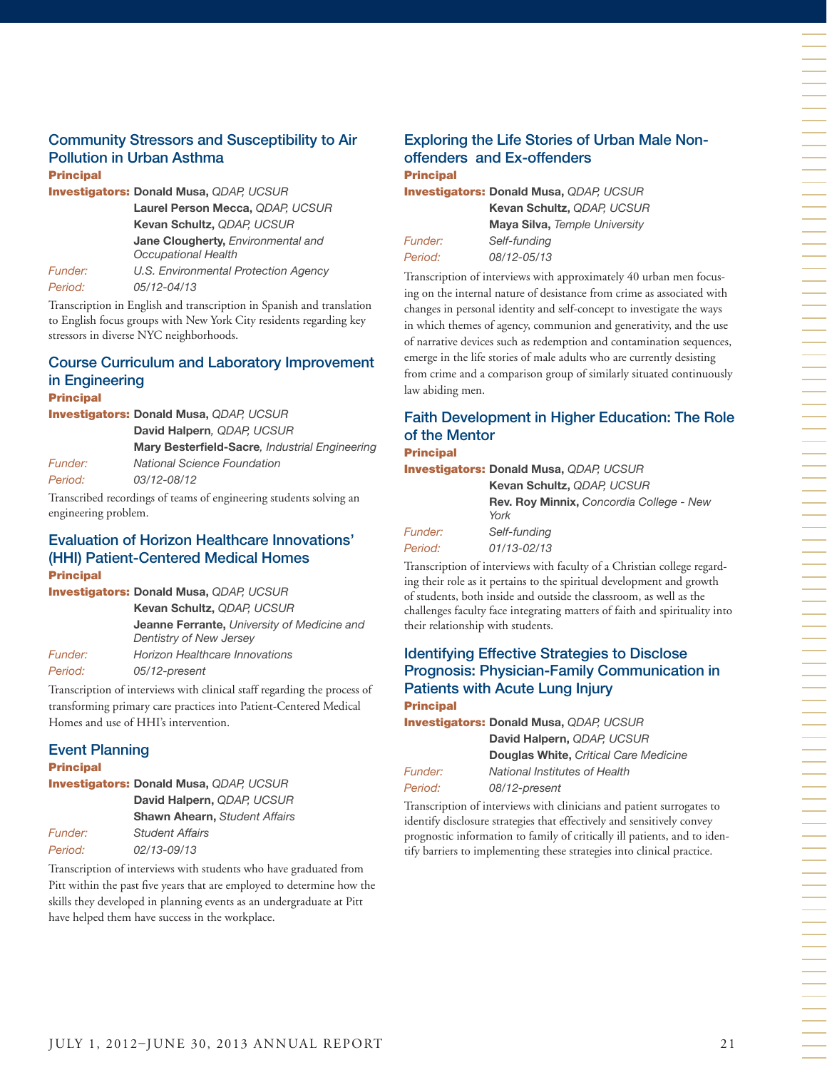### Community Stressors and Susceptibility to Air Pollution in Urban Asthma

**Principal Investigators:** **Donald Musa,** *QDAP, UCSUR*
**Laurel Person Mecca,** *QDAP, UCSUR*
**Kevan Schultz,** *QDAP, UCSUR*
**Jane Clougherty,** *Environmental and Occupational Health*

*Funder:* *U.S. Environmental Protection Agency*

*Period:* *05/12-04/13*

Transcription in English and transcription in Spanish and translation to English focus groups with New York City residents regarding key stressors in diverse NYC neighborhoods.

### Course Curriculum and Laboratory Improvement in Engineering

**Principal Investigators:** **Donald Musa,** *QDAP, UCSUR*
**David Halpern**, *QDAP, UCSUR*
**Mary Besterfield-Sacre**, *Industrial Engineering*

*Funder:* *National Science Foundation*

*Period:* *03/12-08/12*

Transcribed recordings of teams of engineering students solving an engineering problem.

### Evaluation of Horizon Healthcare Innovations' (HHI) Patient-Centered Medical Homes

**Principal Investigators:** **Donald Musa,** *QDAP, UCSUR*
**Kevan Schultz,** *QDAP, UCSUR*
**Jeanne Ferrante,** *University of Medicine and Dentistry of New Jersey*

*Funder:* *Horizon Healthcare Innovations*

*Period:* *05/12-present*

Transcription of interviews with clinical staff regarding the process of transforming primary care practices into Patient-Centered Medical Homes and use of HHI's intervention.

### Event Planning

**Principal Investigators:** **Donald Musa,** *QDAP, UCSUR*
**David Halpern,** *QDAP, UCSUR*
**Shawn Ahearn,** *Student Affairs*

*Funder:* *Student Affairs*

*Period:* *02/13-09/13*

Transcription of interviews with students who have graduated from Pitt within the past five years that are employed to determine how the skills they developed in planning events as an undergraduate at Pitt have helped them have success in the workplace.

### Exploring the Life Stories of Urban Male Non-offenders and Ex-offenders

**Principal Investigators:** **Donald Musa,** *QDAP, UCSUR*
**Kevan Schultz,** *QDAP, UCSUR*
**Maya Silva,** *Temple University*

*Funder:* *Self-funding*

*Period:* *08/12-05/13*

Transcription of interviews with approximately 40 urban men focusing on the internal nature of desistance from crime as associated with changes in personal identity and self-concept to investigate the ways in which themes of agency, communion and generativity, and the use of narrative devices such as redemption and contamination sequences, emerge in the life stories of male adults who are currently desisting from crime and a comparison group of similarly situated continuously law abiding men.

### Faith Development in Higher Education: The Role of the Mentor

**Principal Investigators:** **Donald Musa,** *QDAP, UCSUR*
**Kevan Schultz,** *QDAP, UCSUR*
**Rev. Roy Minnix,** *Concordia College - New York*

*Funder:* *Self-funding*

*Period:* *01/13-02/13*

Transcription of interviews with faculty of a Christian college regarding their role as it pertains to the spiritual development and growth of students, both inside and outside the classroom, as well as the challenges faculty face integrating matters of faith and spirituality into their relationship with students.

### Identifying Effective Strategies to Disclose Prognosis: Physician-Family Communication in Patients with Acute Lung Injury

**Principal Investigators:** **Donald Musa,** *QDAP, UCSUR*
**David Halpern,** *QDAP, UCSUR*
**Douglas White,** *Critical Care Medicine*

*Funder:* *National Institutes of Health*

*Period:* *08/12-present*

Transcription of interviews with clinicians and patient surrogates to identify disclosure strategies that effectively and sensitively convey prognostic information to family of critically ill patients, and to identify barriers to implementing these strategies into clinical practice.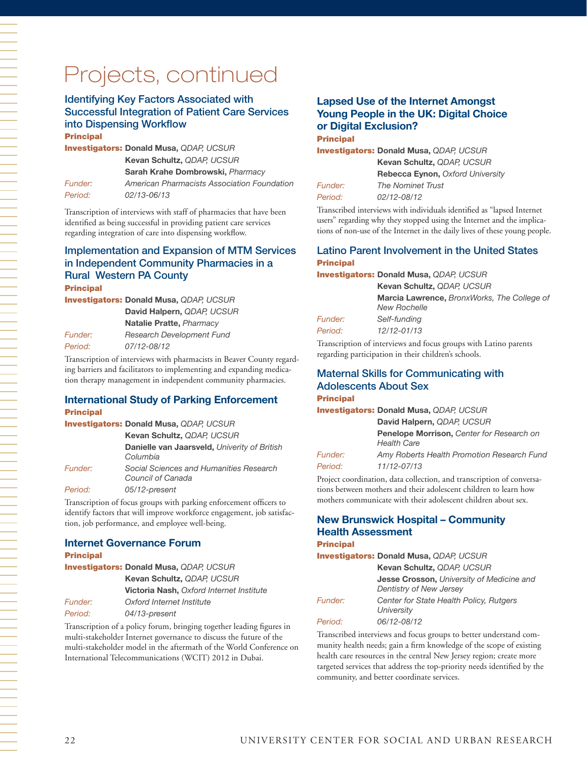# Projects, continued

### Identifying Key Factors Associated with Successful Integration of Patient Care Services into Dispensing Workflow

**Principal Investigators:** **Donald Musa,** *QDAP, UCSUR*
**Kevan Schultz,** *QDAP, UCSUR*
**Sarah Krahe Dombrowski,** *Pharmacy*
*Funder:* *American Pharmacists Association Foundation*
*Period:* *02/13-06/13*

Transcription of interviews with staff of pharmacies that have been identified as being successful in providing patient care services regarding integration of care into dispensing workflow.

### Implementation and Expansion of MTM Services in Independent Community Pharmacies in a Rural Western PA County

**Principal Investigators:** **Donald Musa,** *QDAP, UCSUR*
**David Halpern,** *QDAP, UCSUR*
**Natalie Pratte,** *Pharmacy*
*Funder:* *Research Development Fund*
*Period:* *07/12-08/12*

Transcription of interviews with pharmacists in Beaver County regarding barriers and facilitators to implementing and expanding medication therapy management in independent community pharmacies.

### International Study of Parking Enforcement

**Principal Investigators:** **Donald Musa,** *QDAP, UCSUR*
**Kevan Schultz,** *QDAP, UCSUR*
**Danielle van Jaarsveld,** *Univerity of British Columbia*
*Funder:* *Social Sciences and Humanities Research Council of Canada*
*Period:* *05/12-present*

Transcription of focus groups with parking enforcement officers to identify factors that will improve workforce engagement, job satisfaction, job performance, and employee well-being.

### Internet Governance Forum

**Principal Investigators:** **Donald Musa,** *QDAP, UCSUR*
**Kevan Schultz,** *QDAP, UCSUR*
**Victoria Nash,** *Oxford Internet Institute*
*Funder:* *Oxford Internet Institute*
*Period:* *04/13-present*

Transcription of a policy forum, bringing together leading figures in multi-stakeholder Internet governance to discuss the future of the multi-stakeholder model in the aftermath of the World Conference on International Telecommunications (WCIT) 2012 in Dubai.

### Lapsed Use of the Internet Amongst Young People in the UK: Digital Choice or Digital Exclusion?

**Principal Investigators:** **Donald Musa,** *QDAP, UCSUR*
**Kevan Schultz,** *QDAP, UCSUR*
**Rebecca Eynon,** *Oxford University*
*Funder:* *The Nominet Trust*
*Period:* *02/12-08/12*

Transcribed interviews with individuals identified as "lapsed Internet users" regarding why they stopped using the Internet and the implications of non-use of the Internet in the daily lives of these young people.

### Latino Parent Involvement in the United States

**Principal Investigators:** **Donald Musa,** *QDAP, UCSUR*
**Kevan Schultz,** *QDAP, UCSUR*
**Marcia Lawrence,** *BronxWorks, The College of New Rochelle*
*Funder:* *Self-funding*
*Period:* *12/12-01/13*

Transcription of interviews and focus groups with Latino parents regarding participation in their children's schools.

### Maternal Skills for Communicating with Adolescents About Sex

**Principal Investigators:** **Donald Musa,** *QDAP, UCSUR*
**David Halpern,** *QDAP, UCSUR*
**Penelope Morrison,** *Center for Research on Health Care*
*Funder:* *Amy Roberts Health Promotion Research Fund*
*Period:* *11/12-07/13*

Project coordination, data collection, and transcription of conversations between mothers and their adolescent children to learn how mothers communicate with their adolescent children about sex.

### New Brunswick Hospital – Community Health Assessment

**Principal Investigators:** **Donald Musa,** *QDAP, UCSUR*
**Kevan Schultz,** *QDAP, UCSUR*
**Jesse Crosson,** *University of Medicine and Dentistry of New Jersey*
*Funder:* *Center for State Health Policy, Rutgers University*
*Period:* *06/12-08/12*

Transcribed interviews and focus groups to better understand community health needs; gain a firm knowledge of the scope of existing health care resources in the central New Jersey region; create more targeted services that address the top-priority needs identified by the community, and better coordinate services.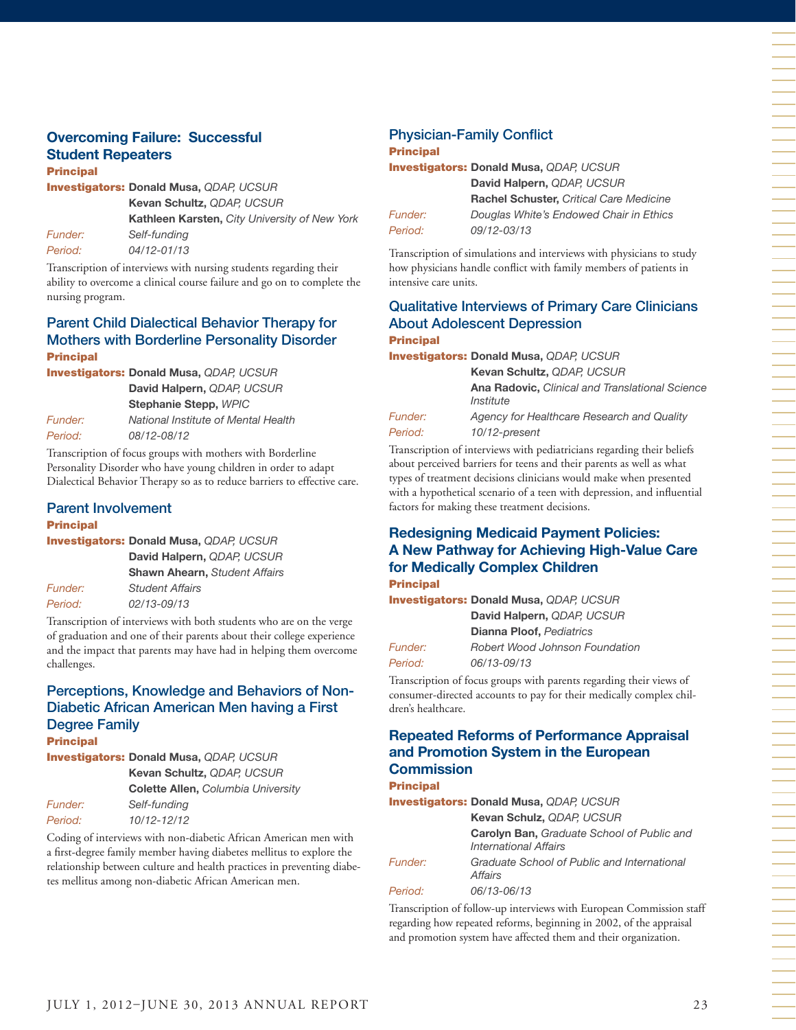### Overcoming Failure: Successful Student Repeaters

**Principal Investigators:** **Donald Musa,** *QDAP, UCSUR*
**Kevan Schultz,** *QDAP, UCSUR*
**Kathleen Karsten,** *City University of New York*

*Funder:* *Self-funding*

*Period:* *04/12-01/13*

Transcription of interviews with nursing students regarding their ability to overcome a clinical course failure and go on to complete the nursing program.

### Parent Child Dialectical Behavior Therapy for Mothers with Borderline Personality Disorder

**Principal Investigators:** **Donald Musa,** *QDAP, UCSUR*
**David Halpern,** *QDAP, UCSUR*
**Stephanie Stepp,** *WPIC*

*Funder:* *National Institute of Mental Health*

*Period:* *08/12-08/12*

Transcription of focus groups with mothers with Borderline Personality Disorder who have young children in order to adapt Dialectical Behavior Therapy so as to reduce barriers to effective care.

### Parent Involvement

**Principal Investigators:** **Donald Musa,** *QDAP, UCSUR*
**David Halpern,** *QDAP, UCSUR*
**Shawn Ahearn,** *Student Affairs*

*Funder:* *Student Affairs*

*Period:* *02/13-09/13*

Transcription of interviews with both students who are on the verge of graduation and one of their parents about their college experience and the impact that parents may have had in helping them overcome challenges.

### Perceptions, Knowledge and Behaviors of Non-Diabetic African American Men having a First Degree Family

**Principal Investigators:** **Donald Musa,** *QDAP, UCSUR*
**Kevan Schultz,** *QDAP, UCSUR*
**Colette Allen,** *Columbia University*

*Funder:* *Self-funding*

*Period:* *10/12-12/12*

Coding of interviews with non-diabetic African American men with a first-degree family member having diabetes mellitus to explore the relationship between culture and health practices in preventing diabetes mellitus among non-diabetic African American men.

### Physician-Family Conflict

**Principal Investigators:** **Donald Musa,** *QDAP, UCSUR*
**David Halpern,** *QDAP, UCSUR*
**Rachel Schuster,** *Critical Care Medicine*

*Funder:* *Douglas White's Endowed Chair in Ethics*

*Period:* *09/12-03/13*

Transcription of simulations and interviews with physicians to study how physicians handle conflict with family members of patients in intensive care units.

### Qualitative Interviews of Primary Care Clinicians About Adolescent Depression

**Principal Investigators:** **Donald Musa,** *QDAP, UCSUR*
**Kevan Schultz,** *QDAP, UCSUR*
**Ana Radovic,** *Clinical and Translational Science Institute*

*Funder:* *Agency for Healthcare Research and Quality*

*Period:* *10/12-present*

Transcription of interviews with pediatricians regarding their beliefs about perceived barriers for teens and their parents as well as what types of treatment decisions clinicians would make when presented with a hypothetical scenario of a teen with depression, and influential factors for making these treatment decisions.

### Redesigning Medicaid Payment Policies: A New Pathway for Achieving High-Value Care for Medically Complex Children

**Principal Investigators:** **Donald Musa,** *QDAP, UCSUR*
**David Halpern,** *QDAP, UCSUR*
**Dianna Ploof,** *Pediatrics*

*Funder:* *Robert Wood Johnson Foundation*

*Period:* *06/13-09/13*

Transcription of focus groups with parents regarding their views of consumer-directed accounts to pay for their medically complex children's healthcare.

### Repeated Reforms of Performance Appraisal and Promotion System in the European Commission

**Principal Investigators:** **Donald Musa,** *QDAP, UCSUR*
**Kevan Schulz,** *QDAP, UCSUR*
**Carolyn Ban,** *Graduate School of Public and International Affairs*

*Funder:* *Graduate School of Public and International Affairs*

*Period:* *06/13-06/13*

Transcription of follow-up interviews with European Commission staff regarding how repeated reforms, beginning in 2002, of the appraisal and promotion system have affected them and their organization.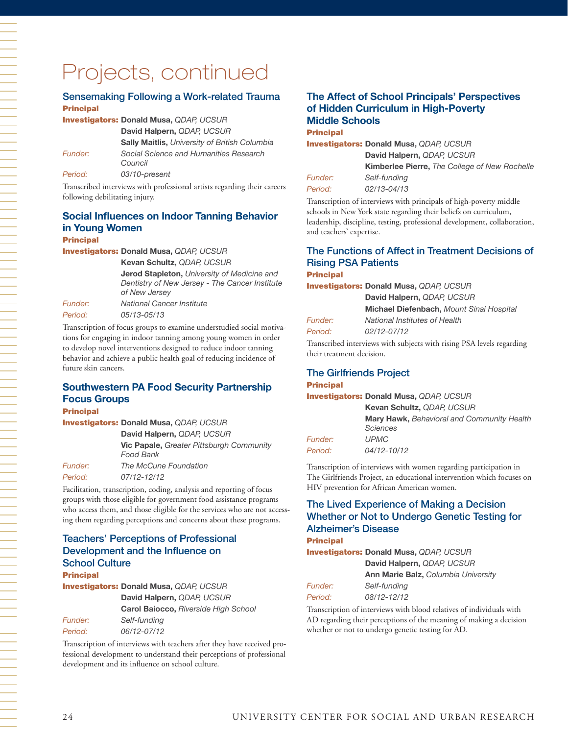# Projects, continued

### Sensemaking Following a Work-related Trauma

**Principal Investigators:** **Donald Musa,** *QDAP, UCSUR*
**David Halpern,** *QDAP, UCSUR*
**Sally Maitlis,** *University of British Columbia*

*Funder:* *Social Science and Humanities Research Council*

*Period:* *03/10-present*

Transcribed interviews with professional artists regarding their careers following debilitating injury.

### Social Influences on Indoor Tanning Behavior in Young Women

**Principal Investigators:** **Donald Musa,** *QDAP, UCSUR*
**Kevan Schultz,** *QDAP, UCSUR*
**Jerod Stapleton,** *University of Medicine and Dentistry of New Jersey - The Cancer Institute of New Jersey*

*Funder:* *National Cancer Institute*

*Period:* *05/13-05/13*

Transcription of focus groups to examine understudied social motivations for engaging in indoor tanning among young women in order to develop novel interventions designed to reduce indoor tanning behavior and achieve a public health goal of reducing incidence of future skin cancers.

### Southwestern PA Food Security Partnership Focus Groups

**Principal Investigators:** **Donald Musa,** *QDAP, UCSUR*
**David Halpern,** *QDAP, UCSUR*
**Vic Papale,** *Greater Pittsburgh Community Food Bank*

*Funder:* *The McCune Foundation*

*Period:* *07/12-12/12*

Facilitation, transcription, coding, analysis and reporting of focus groups with those eligible for government food assistance programs who access them, and those eligible for the services who are not accessing them regarding perceptions and concerns about these programs.

### Teachers' Perceptions of Professional Development and the Influence on School Culture

**Principal Investigators:** **Donald Musa,** *QDAP, UCSUR*
**David Halpern,** *QDAP, UCSUR*
**Carol Baiocco,** *Riverside High School*

*Funder:* *Self-funding*

*Period:* *06/12-07/12*

Transcription of interviews with teachers after they have received professional development to understand their perceptions of professional development and its influence on school culture.

### The Affect of School Principals' Perspectives of Hidden Curriculum in High-Poverty Middle Schools

**Principal Investigators:** **Donald Musa,** *QDAP, UCSUR*
**David Halpern,** *QDAP, UCSUR*
**Kimberlee Pierre,** *The College of New Rochelle*

*Funder:* *Self-funding*

*Period:* *02/13-04/13*

Transcription of interviews with principals of high-poverty middle schools in New York state regarding their beliefs on curriculum, leadership, discipline, testing, professional development, collaboration, and teachers' expertise.

### The Functions of Affect in Treatment Decisions of Rising PSA Patients

**Principal Investigators:** **Donald Musa,** *QDAP, UCSUR*
**David Halpern,** *QDAP, UCSUR*
**Michael Diefenbach,** *Mount Sinai Hospital*

*Funder:* *National Institutes of Health*

*Period:* *02/12-07/12*

Transcribed interviews with subjects with rising PSA levels regarding their treatment decision.

### The Girlfriends Project

**Principal Investigators:** **Donald Musa,** *QDAP, UCSUR*
**Kevan Schultz,** *QDAP, UCSUR*
**Mary Hawk,** *Behavioral and Community Health Sciences*

*Funder:* *UPMC*

*Period:* *04/12-10/12*

Transcription of interviews with women regarding participation in The Girlfriends Project, an educational intervention which focuses on HIV prevention for African American women.

### The Lived Experience of Making a Decision Whether or Not to Undergo Genetic Testing for Alzheimer's Disease

**Principal Investigators:** **Donald Musa,** *QDAP, UCSUR*
**David Halpern,** *QDAP, UCSUR*
**Ann Marie Balz,** *Columbia University*

*Funder:* *Self-funding*

*Period:* *08/12-12/12*

Transcription of interviews with blood relatives of individuals with AD regarding their perceptions of the meaning of making a decision whether or not to undergo genetic testing for AD.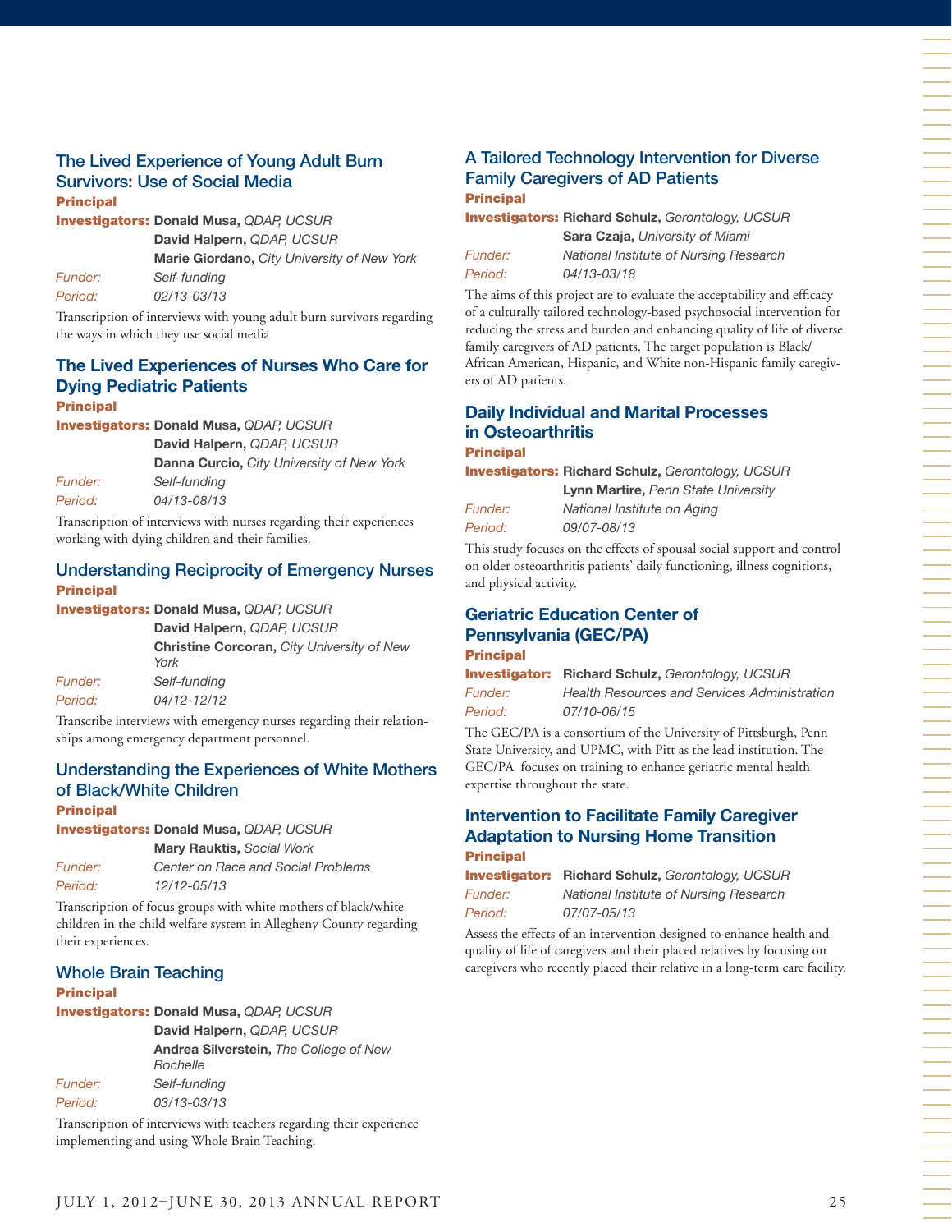### The Lived Experience of Young Adult Burn Survivors: Use of Social Media

**Principal Investigators:** **Donald Musa,** *QDAP, UCSUR*
**David Halpern,** *QDAP, UCSUR*
**Marie Giordano,** *City University of New York*

*Funder:* *Self-funding*

*Period:* *02/13-03/13*

Transcription of interviews with young adult burn survivors regarding the ways in which they use social media

### The Lived Experiences of Nurses Who Care for Dying Pediatric Patients

**Principal Investigators:** **Donald Musa,** *QDAP, UCSUR*
**David Halpern,** *QDAP, UCSUR*
**Danna Curcio,** *City University of New York*

*Funder:* *Self-funding*

*Period:* *04/13-08/13*

Transcription of interviews with nurses regarding their experiences working with dying children and their families.

### Understanding Reciprocity of Emergency Nurses

**Principal Investigators:** **Donald Musa,** *QDAP, UCSUR*
**David Halpern,** *QDAP, UCSUR*
**Christine Corcoran,** *City University of New York*

*Funder:* *Self-funding*

*Period:* *04/12-12/12*

Transcribe interviews with emergency nurses regarding their relationships among emergency department personnel.

### Understanding the Experiences of White Mothers of Black/White Children

**Principal Investigators:** **Donald Musa,** *QDAP, UCSUR*
**Mary Rauktis,** *Social Work*

*Funder:* *Center on Race and Social Problems*

*Period:* *12/12-05/13*

Transcription of focus groups with white mothers of black/white children in the child welfare system in Allegheny County regarding their experiences.

### Whole Brain Teaching

**Principal Investigators:** **Donald Musa,** *QDAP, UCSUR*
**David Halpern,** *QDAP, UCSUR*
**Andrea Silverstein,** *The College of New Rochelle*

*Funder:* *Self-funding*

*Period:* *03/13-03/13*

Transcription of interviews with teachers regarding their experience implementing and using Whole Brain Teaching.

### A Tailored Technology Intervention for Diverse Family Caregivers of AD Patients

**Principal Investigators:** **Richard Schulz,** *Gerontology, UCSUR*
**Sara Czaja,** *University of Miami*

*Funder:* *National Institute of Nursing Research*

*Period:* *04/13-03/18*

The aims of this project are to evaluate the acceptability and efficacy of a culturally tailored technology-based psychosocial intervention for reducing the stress and burden and enhancing quality of life of diverse family caregivers of AD patients. The target population is Black/African American, Hispanic, and White non-Hispanic family caregivers of AD patients.

### Daily Individual and Marital Processes in Osteoarthritis

**Principal Investigators:** **Richard Schulz,** *Gerontology, UCSUR*
**Lynn Martire,** *Penn State University*

*Funder:* *National Institute on Aging*

*Period:* *09/07-08/13*

This study focuses on the effects of spousal social support and control on older osteoarthritis patients' daily functioning, illness cognitions, and physical activity.

### Geriatric Education Center of Pennsylvania (GEC/PA)

**Principal Investigator:** **Richard Schulz,** *Gerontology, UCSUR*

*Funder:* *Health Resources and Services Administration*

*Period:* *07/10-06/15*

The GEC/PA is a consortium of the University of Pittsburgh, Penn State University, and UPMC, with Pitt as the lead institution. The GEC/PA focuses on training to enhance geriatric mental health expertise throughout the state.

### Intervention to Facilitate Family Caregiver Adaptation to Nursing Home Transition

**Principal Investigator:** **Richard Schulz,** *Gerontology, UCSUR*

*Funder:* *National Institute of Nursing Research*

*Period:* *07/07-05/13*

Assess the effects of an intervention designed to enhance health and quality of life of caregivers and their placed relatives by focusing on caregivers who recently placed their relative in a long-term care facility.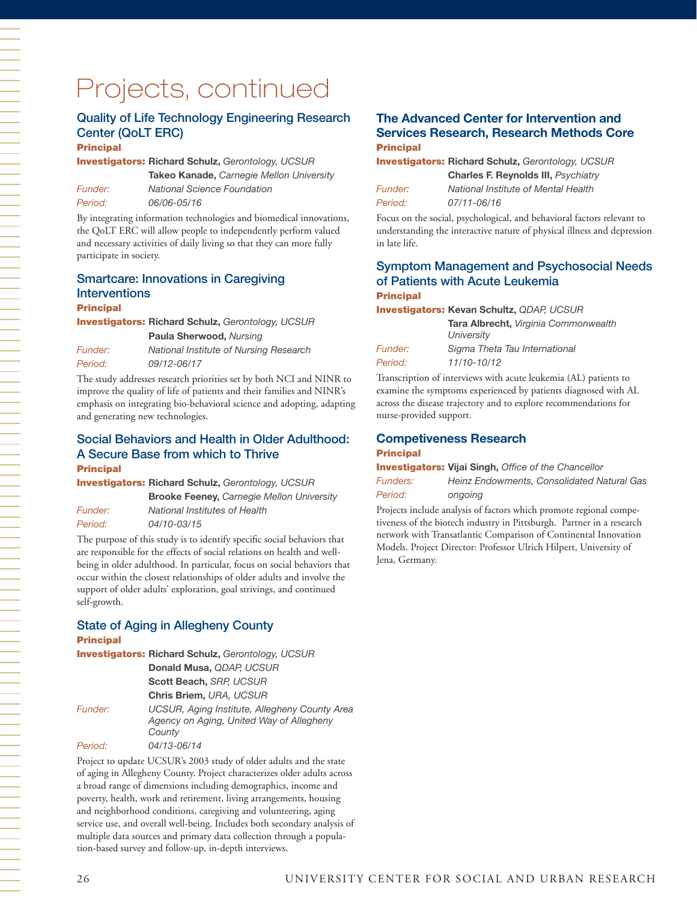# Projects, continued

### Quality of Life Technology Engineering Research Center (QoLT ERC)

**Principal Investigators:** **Richard Schulz,** *Gerontology, UCSUR*
**Takeo Kanade,** *Carnegie Mellon University*
*Funder:* *National Science Foundation*
*Period:* *06/06-05/16*

By integrating information technologies and biomedical innovations, the QoLT ERC will allow people to independently perform valued and necessary activities of daily living so that they can more fully participate in society.

### Smartcare: Innovations in Caregiving Interventions

**Principal Investigators:** **Richard Schulz,** *Gerontology, UCSUR*
**Paula Sherwood,** *Nursing*
*Funder:* *National Institute of Nursing Research*
*Period:* *09/12-06/17*

The study addresses research priorities set by both NCI and NINR to improve the quality of life of patients and their families and NINR's emphasis on integrating bio-behavioral science and adopting, adapting and generating new technologies.

### Social Behaviors and Health in Older Adulthood: A Secure Base from which to Thrive

**Principal Investigators:** **Richard Schulz,** *Gerontology, UCSUR*
**Brooke Feeney,** *Carnegie Mellon University*
*Funder:* *National Institutes of Health*
*Period:* *04/10-03/15*

The purpose of this study is to identify specific social behaviors that are responsible for the effects of social relations on health and well-being in older adulthood. In particular, focus on social behaviors that occur within the closest relationships of older adults and involve the support of older adults' exploration, goal strivings, and continued self-growth.

### State of Aging in Allegheny County

**Principal Investigators:** **Richard Schulz,** *Gerontology, UCSUR*
**Donald Musa,** *QDAP, UCSUR*
**Scott Beach,** *SRP, UCSUR*
**Chris Briem,** *URA, UCSUR*
*Funder:* *UCSUR, Aging Institute, Allegheny County Area Agency on Aging, United Way of Allegheny County*
*Period:* *04/13-06/14*

Project to update UCSUR's 2003 study of older adults and the state of aging in Allegheny County. Project characterizes older adults across a broad range of dimensions including demographics, income and poverty, health, work and retirement, living arrangements, housing and neighborhood conditions, caregiving and volunteering, aging service use, and overall well-being. Includes both secondary analysis of multiple data sources and primary data collection through a population-based survey and follow-up, in-depth interviews.

### The Advanced Center for Intervention and Services Research, Research Methods Core

**Principal Investigators:** **Richard Schulz,** *Gerontology, UCSUR*
**Charles F. Reynolds III,** *Psychiatry*
*Funder:* *National Institute of Mental Health*
*Period:* *07/11-06/16*

Focus on the social, psychological, and behavioral factors relevant to understanding the interactive nature of physical illness and depression in late life.

### Symptom Management and Psychosocial Needs of Patients with Acute Leukemia

**Principal Investigators:** **Kevan Schultz,** *QDAP, UCSUR*
**Tara Albrecht,** *Virginia Commonwealth University*
*Funder:* *Sigma Theta Tau International*
*Period:* *11/10-10/12*

Transcription of interviews with acute leukemia (AL) patients to examine the symptoms experienced by patients diagnosed with AL across the disease trajectory and to explore recommendations for nurse-provided support.

### Competeveness Research

**Principal Investigators:** **Vijai Singh,** *Office of the Chancellor*
*Funders:* *Heinz Endowments, Consolidated Natural Gas*
*Period:* *ongoing*

Projects include analysis of factors which promote regional competiveness of the biotech industry in Pittsburgh. Partner in a research network with Transatlantic Comparison of Continental Innovation Models. Project Director: Professor Ulrich Hilpert, University of Jena, Germany.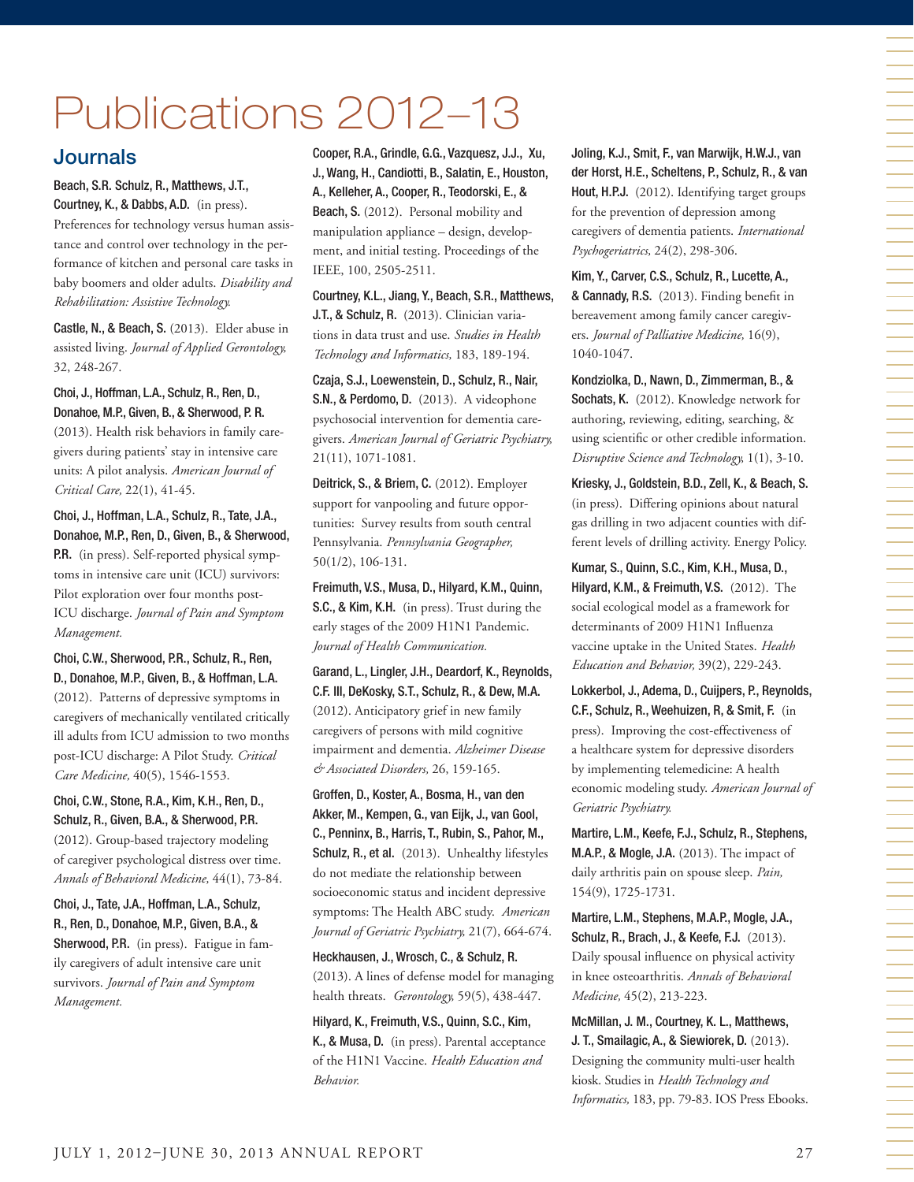# Publications 2012–13

## Journals

**Beach, S.R. Schulz, R., Matthews, J.T., Courtney, K., & Dabbs, A.D.** (in press). Preferences for technology versus human assistance and control over technology in the performance of kitchen and personal care tasks in baby boomers and older adults. *Disability and Rehabilitation: Assistive Technology.*

**Castle, N., & Beach, S.** (2013). Elder abuse in assisted living. *Journal of Applied Gerontology,* 32, 248-267.

**Choi, J., Hoffman, L.A., Schulz, R., Ren, D., Donahoe, M.P., Given, B., & Sherwood, P. R.** (2013). Health risk behaviors in family caregivers during patients' stay in intensive care units: A pilot analysis. *American Journal of Critical Care,* 22(1), 41-45.

**Choi, J., Hoffman, L.A., Schulz, R., Tate, J.A., Donahoe, M.P., Ren, D., Given, B., & Sherwood, P.R.** (in press). Self-reported physical symptoms in intensive care unit (ICU) survivors: Pilot exploration over four months post-ICU discharge. *Journal of Pain and Symptom Management.*

**Choi, C.W., Sherwood, P.R., Schulz, R., Ren, D., Donahoe, M.P., Given, B., & Hoffman, L.A.** (2012). Patterns of depressive symptoms in caregivers of mechanically ventilated critically ill adults from ICU admission to two months post-ICU discharge: A Pilot Study. *Critical Care Medicine,* 40(5), 1546-1553.

**Choi, C.W., Stone, R.A., Kim, K.H., Ren, D., Schulz, R., Given, B.A., & Sherwood, P.R.** (2012). Group-based trajectory modeling of caregiver psychological distress over time. *Annals of Behavioral Medicine,* 44(1), 73-84.

**Choi, J., Tate, J.A., Hoffman, L.A., Schulz, R., Ren, D., Donahoe, M.P., Given, B.A., & Sherwood, P.R.** (in press). Fatigue in family caregivers of adult intensive care unit survivors. *Journal of Pain and Symptom Management.*

**Cooper, R.A., Grindle, G.G., Vazquesz, J.J., Xu, J., Wang, H., Candiotti, B., Salatin, E., Houston, A., Kelleher, A., Cooper, R., Teodorski, E., & Beach, S.** (2012). Personal mobility and manipulation appliance – design, development, and initial testing. Proceedings of the IEEE, 100, 2505-2511.

**Courtney, K.L., Jiang, Y., Beach, S.R., Matthews, J.T., & Schulz, R.** (2013). Clinician variations in data trust and use. *Studies in Health Technology and Informatics,* 183, 189-194.

**Czaja, S.J., Loewenstein, D., Schulz, R., Nair, S.N., & Perdomo, D.** (2013). A videophone psychosocial intervention for dementia caregivers. *American Journal of Geriatric Psychiatry,* 21(11), 1071-1081.

**Deitrick, S., & Briem, C.** (2012). Employer support for vanpooling and future opportunities: Survey results from south central Pennsylvania. *Pennsylvania Geographer,* 50(1/2), 106-131.

**Freimuth, V.S., Musa, D., Hilyard, K.M., Quinn, S.C., & Kim, K.H.** (in press). Trust during the early stages of the 2009 H1N1 Pandemic. *Journal of Health Communication.*

**Garand, L., Lingler, J.H., Deardorf, K., Reynolds, C.F. III, DeKosky, S.T., Schulz, R., & Dew, M.A.** (2012). Anticipatory grief in new family caregivers of persons with mild cognitive impairment and dementia. *Alzheimer Disease & Associated Disorders,* 26, 159-165.

**Groffen, D., Koster, A., Bosma, H., van den Akker, M., Kempen, G., van Eijk, J., van Gool, C., Penninx, B., Harris, T., Rubin, S., Pahor, M., Schulz, R., et al.** (2013). Unhealthy lifestyles do not mediate the relationship between socioeconomic status and incident depressive symptoms: The Health ABC study. *American Journal of Geriatric Psychiatry,* 21(7), 664-674.

**Heckhausen, J., Wrosch, C., & Schulz, R.** (2013). A lines of defense model for managing health threats. *Gerontology,* 59(5), 438-447.

**Hilyard, K., Freimuth, V.S., Quinn, S.C., Kim, K., & Musa, D.** (in press). Parental acceptance of the H1N1 Vaccine. *Health Education and Behavior.*

**Joling, K.J., Smit, F., van Marwijk, H.W.J., van der Horst, H.E., Scheltens, P., Schulz, R., & van Hout, H.P.J.** (2012). Identifying target groups for the prevention of depression among caregivers of dementia patients. *International Psychogeriatrics,* 24(2), 298-306.

**Kim, Y., Carver, C.S., Schulz, R., Lucette, A., & Cannady, R.S.** (2013). Finding benefit in bereavement among family cancer caregivers. *Journal of Palliative Medicine,* 16(9), 1040-1047.

**Kondziolka, D., Nawn, D., Zimmerman, B., & Sochats, K.** (2012). Knowledge network for authoring, reviewing, editing, searching, & using scientific or other credible information. *Disruptive Science and Technology,* 1(1), 3-10.

**Kriesky, J., Goldstein, B.D., Zell, K., & Beach, S.** (in press). Differing opinions about natural gas drilling in two adjacent counties with different levels of drilling activity. Energy Policy.

**Kumar, S., Quinn, S.C., Kim, K.H., Musa, D., Hilyard, K.M., & Freimuth, V.S.** (2012). The social ecological model as a framework for determinants of 2009 H1N1 Influenza vaccine uptake in the United States. *Health Education and Behavior,* 39(2), 229-243.

**Lokkerbol, J., Adema, D., Cuijpers, P., Reynolds, C.F., Schulz, R., Weehuizen, R, & Smit, F.** (in press). Improving the cost-effectiveness of a healthcare system for depressive disorders by implementing telemedicine: A health economic modeling study. *American Journal of Geriatric Psychiatry.*

**Martire, L.M., Keefe, F.J., Schulz, R., Stephens, M.A.P., & Mogle, J.A.** (2013). The impact of daily arthritis pain on spouse sleep. *Pain,* 154(9), 1725-1731.

**Martire, L.M., Stephens, M.A.P., Mogle, J.A., Schulz, R., Brach, J., & Keefe, F.J.** (2013). Daily spousal influence on physical activity in knee osteoarthritis. *Annals of Behavioral Medicine,* 45(2), 213-223.

**McMillan, J. M., Courtney, K. L., Matthews, J. T., Smailagic, A., & Siewiorek, D.** (2013). Designing the community multi-user health kiosk. Studies in *Health Technology and Informatics,* 183, pp. 79-83. IOS Press Ebooks.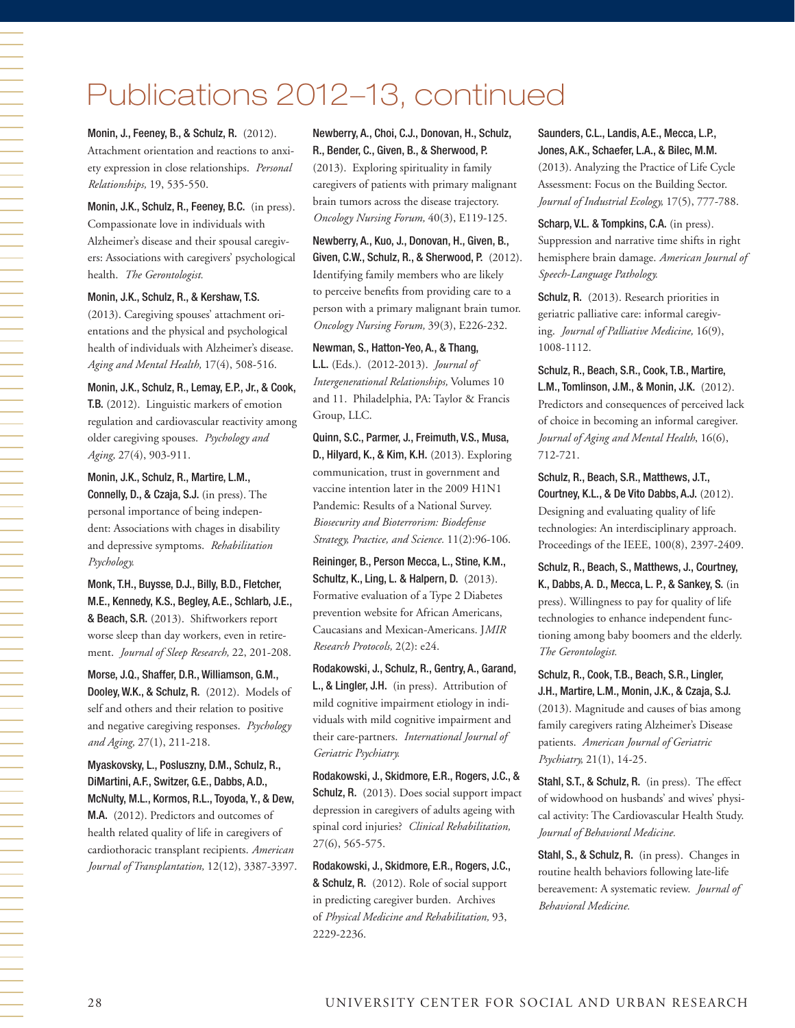# Publications 2012–13, continued

**Monin, J., Feeney, B., & Schulz, R.** (2012). Attachment orientation and reactions to anxiety expression in close relationships. *Personal Relationships,* 19, 535-550.

**Monin, J.K., Schulz, R., Feeney, B.C.** (in press). Compassionate love in individuals with Alzheimer's disease and their spousal caregivers: Associations with caregivers' psychological health. *The Gerontologist.*

**Monin, J.K., Schulz, R., & Kershaw, T.S.** (2013). Caregiving spouses' attachment orientations and the physical and psychological health of individuals with Alzheimer's disease. *Aging and Mental Health,* 17(4), 508-516.

**Monin, J.K., Schulz, R., Lemay, E.P., Jr., & Cook, T.B.** (2012). Linguistic markers of emotion regulation and cardiovascular reactivity among older caregiving spouses. *Psychology and Aging,* 27(4), 903-911.

**Monin, J.K., Schulz, R., Martire, L.M., Connelly, D., & Czaja, S.J.** (in press). The personal importance of being independent: Associations with chages in disability and depressive symptoms. *Rehabilitation Psychology.*

**Monk, T.H., Buysse, D.J., Billy, B.D., Fletcher, M.E., Kennedy, K.S., Begley, A.E., Schlarb, J.E., & Beach, S.R.** (2013). Shiftworkers report worse sleep than day workers, even in retirement. *Journal of Sleep Research,* 22, 201-208.

**Morse, J.Q., Shaffer, D.R., Williamson, G.M., Dooley, W.K., & Schulz, R.** (2012). Models of self and others and their relation to positive and negative caregiving responses. *Psychology and Aging,* 27(1), 211-218.

**Myaskovsky, L., Posluszny, D.M., Schulz, R., DiMartini, A.F., Switzer, G.E., Dabbs, A.D., McNulty, M.L., Kormos, R.L., Toyoda, Y., & Dew, M.A.** (2012). Predictors and outcomes of health related quality of life in caregivers of cardiothoracic transplant recipients. *American Journal of Transplantation,* 12(12), 3387-3397.

**Newberry, A., Choi, C.J., Donovan, H., Schulz, R., Bender, C., Given, B., & Sherwood, P.** (2013). Exploring spirituality in family caregivers of patients with primary malignant brain tumors across the disease trajectory. *Oncology Nursing Forum,* 40(3), E119-125.

**Newberry, A., Kuo, J., Donovan, H., Given, B., Given, C.W., Schulz, R., & Sherwood, P.** (2012). Identifying family members who are likely to perceive benefits from providing care to a person with a primary malignant brain tumor. *Oncology Nursing Forum,* 39(3), E226-232.

**Newman, S., Hatton-Yeo, A., & Thang, L.L.** (Eds.). (2012-2013). *Journal of Intergenerational Relationships,* Volumes 10 and 11. Philadelphia, PA: Taylor & Francis Group, LLC.

**Quinn, S.C., Parmer, J., Freimuth, V.S., Musa, D., Hilyard, K., & Kim, K.H.** (2013). Exploring communication, trust in government and vaccine intention later in the 2009 H1N1 Pandemic: Results of a National Survey. *Biosecurity and Bioterrorism: Biodefense Strategy, Practice, and Science.* 11(2):96-106.

**Reininger, B., Person Mecca, L., Stine, K.M., Schultz, K., Ling, L. & Halpern, D.** (2013). Formative evaluation of a Type 2 Diabetes prevention website for African Americans, Caucasians and Mexican-Americans. J*MIR Research Protocols,* 2(2): e24.

**Rodakowski, J., Schulz, R., Gentry, A., Garand, L., & Lingler, J.H.** (in press). Attribution of mild cognitive impairment etiology in individuals with mild cognitive impairment and their care-partners. *International Journal of Geriatric Psychiatry.*

**Rodakowski, J., Skidmore, E.R., Rogers, J.C., & Schulz, R.** (2013). Does social support impact depression in caregivers of adults ageing with spinal cord injuries? *Clinical Rehabilitation,* 27(6), 565-575.

**Rodakowski, J., Skidmore, E.R., Rogers, J.C., & Schulz, R.** (2012). Role of social support in predicting caregiver burden. Archives of *Physical Medicine and Rehabilitation,* 93, 2229-2236.

**Saunders, C.L., Landis, A.E., Mecca, L.P., Jones, A.K., Schaefer, L.A., & Bilec, M.M.** (2013). Analyzing the Practice of Life Cycle Assessment: Focus on the Building Sector. *Journal of Industrial Ecology,* 17(5), 777-788.

**Scharp, V.L. & Tompkins, C.A.** (in press). Suppression and narrative time shifts in right hemisphere brain damage. *American Journal of Speech-Language Pathology.*

**Schulz, R.** (2013). Research priorities in geriatric palliative care: informal caregiving. *Journal of Palliative Medicine,* 16(9), 1008-1112.

**Schulz, R., Beach, S.R., Cook, T.B., Martire, L.M., Tomlinson, J.M., & Monin, J.K.** (2012). Predictors and consequences of perceived lack of choice in becoming an informal caregiver. *Journal of Aging and Mental Health*, 16(6), 712-721.

**Schulz, R., Beach, S.R., Matthews, J.T., Courtney, K.L., & De Vito Dabbs, A.J.** (2012). Designing and evaluating quality of life technologies: An interdisciplinary approach. Proceedings of the IEEE, 100(8), 2397-2409.

**Schulz, R., Beach, S., Matthews, J., Courtney, K., Dabbs, A. D., Mecca, L. P., & Sankey, S.** (in press). Willingness to pay for quality of life technologies to enhance independent functioning among baby boomers and the elderly. *The Gerontologist.*

**Schulz, R., Cook, T.B., Beach, S.R., Lingler, J.H., Martire, L.M., Monin, J.K., & Czaja, S.J.** (2013). Magnitude and causes of bias among family caregivers rating Alzheimer's Disease patients. *American Journal of Geriatric Psychiatry,* 21(1), 14-25.

**Stahl, S.T., & Schulz, R.** (in press). The effect of widowhood on husbands' and wives' physical activity: The Cardiovascular Health Study. *Journal of Behavioral Medicine.*

**Stahl, S., & Schulz, R.** (in press). Changes in routine health behaviors following late-life bereavement: A systematic review. *Journal of Behavioral Medicine.*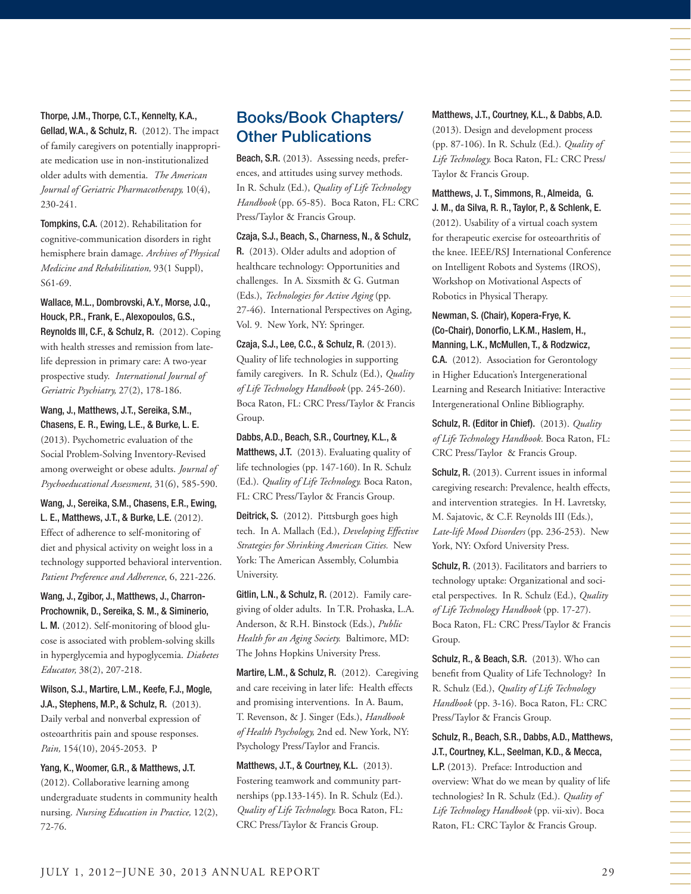**Thorpe, J.M., Thorpe, C.T., Kennelty, K.A., Gellad, W.A., & Schulz, R.** (2012). The impact of family caregivers on potentially inappropriate medication use in non-institutionalized older adults with dementia. *The American Journal of Geriatric Pharmacotherapy,* 10(4), 230-241.

**Tompkins, C.A.** (2012). Rehabilitation for cognitive-communication disorders in right hemisphere brain damage. *Archives of Physical Medicine and Rehabilitation,* 93(1 Suppl), S61-69.

**Wallace, M.L., Dombrovski, A.Y., Morse, J.Q., Houck, P.R., Frank, E., Alexopoulos, G.S., Reynolds III, C.F., & Schulz, R.** (2012). Coping with health stresses and remission from late-life depression in primary care: A two-year prospective study. *International Journal of Geriatric Psychiatry,* 27(2), 178-186.

**Wang, J., Matthews, J.T., Sereika, S.M., Chasens, E. R., Ewing, L.E., & Burke, L. E.** (2013). Psychometric evaluation of the Social Problem-Solving Inventory-Revised among overweight or obese adults. *Journal of Psychoeducational Assessment,* 31(6), 585-590.

**Wang, J., Sereika, S.M., Chasens, E.R., Ewing, L. E., Matthews, J.T., & Burke, L.E.** (2012). Effect of adherence to self-monitoring of diet and physical activity on weight loss in a technology supported behavioral intervention. *Patient Preference and Adherence*, 6, 221-226.

**Wang, J., Zgibor, J., Matthews, J., Charron-Prochownik, D., Sereika, S. M., & Siminerio, L. M.** (2012). Self-monitoring of blood glucose is associated with problem-solving skills in hyperglycemia and hypoglycemia. *Diabetes Educator,* 38(2), 207-218.

**Wilson, S.J., Martire, L.M., Keefe, F.J., Mogle, J.A., Stephens, M.P., & Schulz, R.** (2013). Daily verbal and nonverbal expression of osteoarthritis pain and spouse responses. *Pain,* 154(10), 2045-2053. P

**Yang, K., Woomer, G.R., & Matthews, J.T.** (2012). Collaborative learning among undergraduate students in community health nursing. *Nursing Education in Practice,* 12(2), 72-76.

## Books/Book Chapters/ Other Publications

**Beach, S.R.** (2013). Assessing needs, preferences, and attitudes using survey methods. In R. Schulz (Ed.), *Quality of Life Technology Handbook* (pp. 65-85). Boca Raton, FL: CRC Press/Taylor & Francis Group.

**Czaja, S.J., Beach, S., Charness, N., & Schulz, R.** (2013). Older adults and adoption of healthcare technology: Opportunities and challenges. In A. Sixsmith & G. Gutman (Eds.), *Technologies for Active Aging* (pp. 27-46). International Perspectives on Aging, Vol. 9. New York, NY: Springer.

**Czaja, S.J., Lee, C.C., & Schulz, R.** (2013). Quality of life technologies in supporting family caregivers. In R. Schulz (Ed.), *Quality of Life Technology Handbook* (pp. 245-260). Boca Raton, FL: CRC Press/Taylor & Francis Group.

**Dabbs, A.D., Beach, S.R., Courtney, K.L., & Matthews, J.T.** (2013). Evaluating quality of life technologies (pp. 147-160). In R. Schulz (Ed.). *Quality of Life Technology.* Boca Raton, FL: CRC Press/Taylor & Francis Group.

**Deitrick, S.** (2012). Pittsburgh goes high tech. In A. Mallach (Ed.), *Developing Effective Strategies for Shrinking American Cities.* New York: The American Assembly, Columbia University.

**Gitlin, L.N., & Schulz, R.** (2012). Family caregiving of older adults. In T.R. Prohaska, L.A. Anderson, & R.H. Binstock (Eds.), *Public Health for an Aging Society.* Baltimore, MD: The Johns Hopkins University Press.

**Martire, L.M., & Schulz, R.** (2012). Caregiving and care receiving in later life: Health effects and promising interventions. In A. Baum, T. Revenson, & J. Singer (Eds.), *Handbook of Health Psychology,* 2nd ed. New York, NY: Psychology Press/Taylor and Francis.

**Matthews, J.T., & Courtney, K.L.** (2013). Fostering teamwork and community partnerships (pp.133-145). In R. Schulz (Ed.). *Quality of Life Technology.* Boca Raton, FL: CRC Press/Taylor & Francis Group.

**Matthews, J.T., Courtney, K.L., & Dabbs, A.D.** (2013). Design and development process (pp. 87-106). In R. Schulz (Ed.). *Quality of Life Technology.* Boca Raton, FL: CRC Press/Taylor & Francis Group.

**Matthews, J. T., Simmons, R., Almeida, G. J. M., da Silva, R. R., Taylor, P., & Schlenk, E.** (2012). Usability of a virtual coach system for therapeutic exercise for osteoarthritis of the knee. IEEE/RSJ International Conference on Intelligent Robots and Systems (IROS), Workshop on Motivational Aspects of Robotics in Physical Therapy.

**Newman, S. (Chair), Kopera-Frye, K. (Co-Chair), Donorfio, L.K.M., Haslem, H., Manning, L.K., McMullen, T., & Rodzwicz, C.A.** (2012). Association for Gerontology in Higher Education's Intergenerational Learning and Research Initiative: Interactive Intergenerational Online Bibliography.

**Schulz, R. (Editor in Chief).** (2013). *Quality of Life Technology Handbook.* Boca Raton, FL: CRC Press/Taylor & Francis Group.

**Schulz, R.** (2013). Current issues in informal caregiving research: Prevalence, health effects, and intervention strategies. In H. Lavretsky, M. Sajatovic, & C.F. Reynolds III (Eds.), *Late-life Mood Disorders* (pp. 236-253). New York, NY: Oxford University Press.

**Schulz, R.** (2013). Facilitators and barriers to technology uptake: Organizational and societal perspectives. In R. Schulz (Ed.), *Quality of Life Technology Handbook* (pp. 17-27). Boca Raton, FL: CRC Press/Taylor & Francis Group.

**Schulz, R., & Beach, S.R.** (2013). Who can benefit from Quality of Life Technology? In R. Schulz (Ed.), *Quality of Life Technology Handbook* (pp. 3-16). Boca Raton, FL: CRC Press/Taylor & Francis Group.

**Schulz, R., Beach, S.R., Dabbs, A.D., Matthews, J.T., Courtney, K.L., Seelman, K.D., & Mecca, L.P.** (2013). Preface: Introduction and overview: What do we mean by quality of life technologies? In R. Schulz (Ed.). *Quality of Life Technology Handbook* (pp. vii-xiv). Boca Raton, FL: CRC Taylor & Francis Group.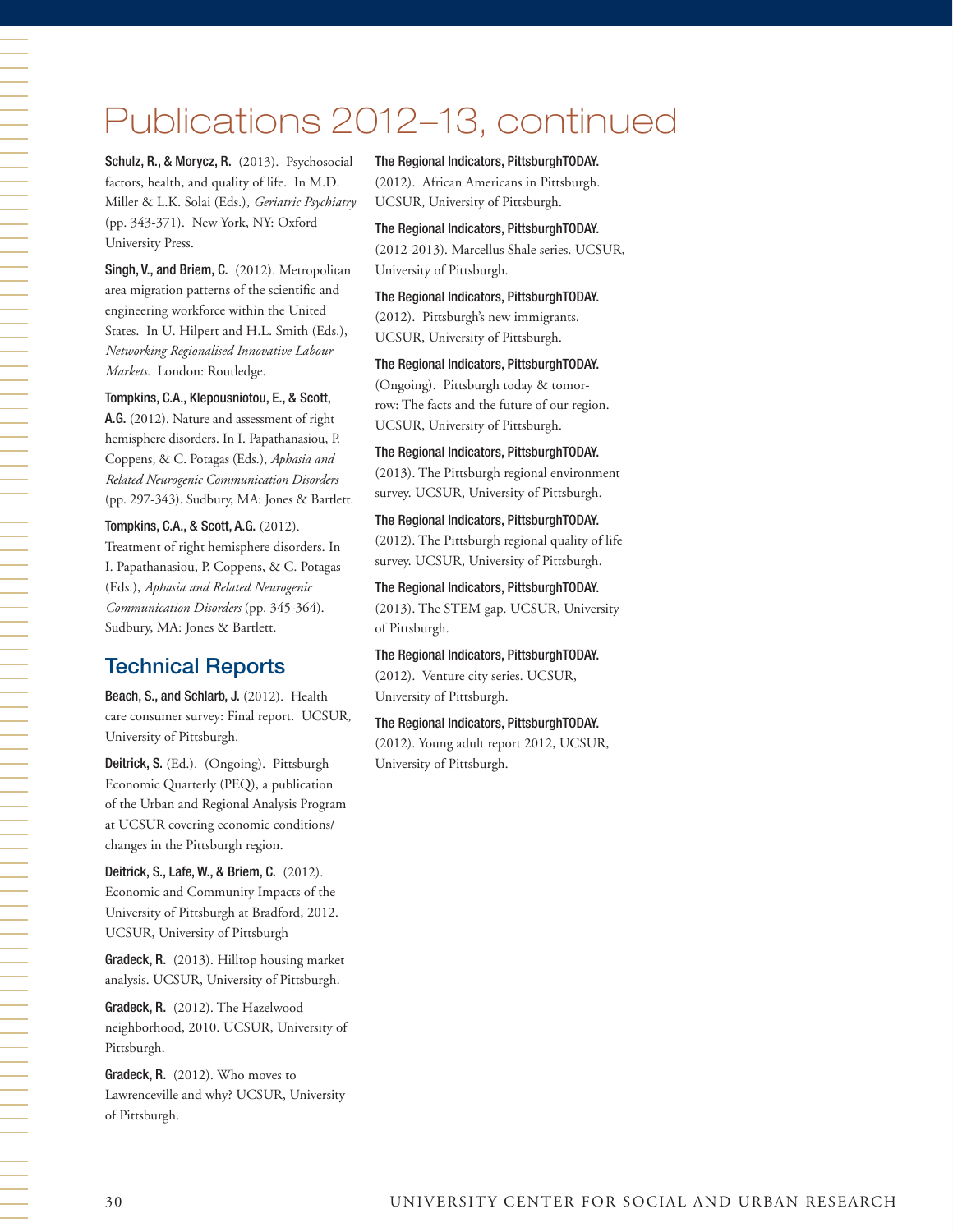# Publications 2012–13, continued

**Schulz, R., & Morycz, R.** (2013). Psychosocial factors, health, and quality of life. In M.D. Miller & L.K. Solai (Eds.), *Geriatric Psychiatry* (pp. 343-371). New York, NY: Oxford University Press.

**Singh, V., and Briem, C.** (2012). Metropolitan area migration patterns of the scientific and engineering workforce within the United States. In U. Hilpert and H.L. Smith (Eds.), *Networking Regionalised Innovative Labour Markets.* London: Routledge.

**Tompkins, C.A., Klepousniotou, E., & Scott, A.G.** (2012). Nature and assessment of right hemisphere disorders. In I. Papathanasiou, P. Coppens, & C. Potagas (Eds.), *Aphasia and Related Neurogenic Communication Disorders* (pp. 297-343). Sudbury, MA: Jones & Bartlett.

**Tompkins, C.A., & Scott, A.G.** (2012). Treatment of right hemisphere disorders. In I. Papathanasiou, P. Coppens, & C. Potagas (Eds.), *Aphasia and Related Neurogenic Communication Disorders* (pp. 345-364). Sudbury, MA: Jones & Bartlett.

## Technical Reports

**Beach, S., and Schlarb, J.** (2012). Health care consumer survey: Final report. UCSUR, University of Pittsburgh.

**Deitrick, S.** (Ed.). (Ongoing). Pittsburgh Economic Quarterly (PEQ), a publication of the Urban and Regional Analysis Program at UCSUR covering economic conditions/changes in the Pittsburgh region.

**Deitrick, S., Lafe, W., & Briem, C.** (2012). Economic and Community Impacts of the University of Pittsburgh at Bradford, 2012. UCSUR, University of Pittsburgh

**Gradeck, R.** (2013). Hilltop housing market analysis. UCSUR, University of Pittsburgh.

**Gradeck, R.** (2012). The Hazelwood neighborhood, 2010. UCSUR, University of Pittsburgh.

**Gradeck, R.** (2012). Who moves to Lawrenceville and why? UCSUR, University of Pittsburgh.

**The Regional Indicators, PittsburghTODAY.** (2012). African Americans in Pittsburgh. UCSUR, University of Pittsburgh.

**The Regional Indicators, PittsburghTODAY.** (2012-2013). Marcellus Shale series. UCSUR, University of Pittsburgh.

**The Regional Indicators, PittsburghTODAY.** (2012). Pittsburgh's new immigrants. UCSUR, University of Pittsburgh.

**The Regional Indicators, PittsburghTODAY.** (Ongoing). Pittsburgh today & tomorrow: The facts and the future of our region. UCSUR, University of Pittsburgh.

**The Regional Indicators, PittsburghTODAY.** (2013). The Pittsburgh regional environment survey. UCSUR, University of Pittsburgh.

**The Regional Indicators, PittsburghTODAY.** (2012). The Pittsburgh regional quality of life survey. UCSUR, University of Pittsburgh.

**The Regional Indicators, PittsburghTODAY.** (2013). The STEM gap. UCSUR, University of Pittsburgh.

**The Regional Indicators, PittsburghTODAY.** (2012). Venture city series. UCSUR, University of Pittsburgh.

**The Regional Indicators, PittsburghTODAY.** (2012). Young adult report 2012, UCSUR, University of Pittsburgh.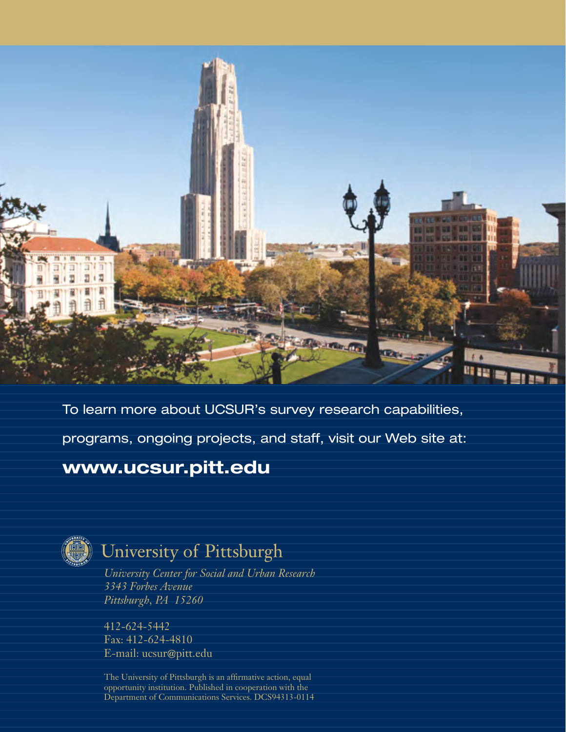To learn more about UCSUR's survey research capabilities, programs, ongoing projects, and staff, visit our Web site at:

**www.ucsur.pitt.edu**

University of Pittsburgh

*University Center for Social and Urban Research*
*3343 Forbes Avenue*
*Pittsburgh, PA 15260*

412-624-5442
Fax: 412-624-4810
E-mail: ucsur@pitt.edu

The University of Pittsburgh is an affirmative action, equal opportunity institution. Published in cooperation with the Department of Communications Services. DCS94313-0114